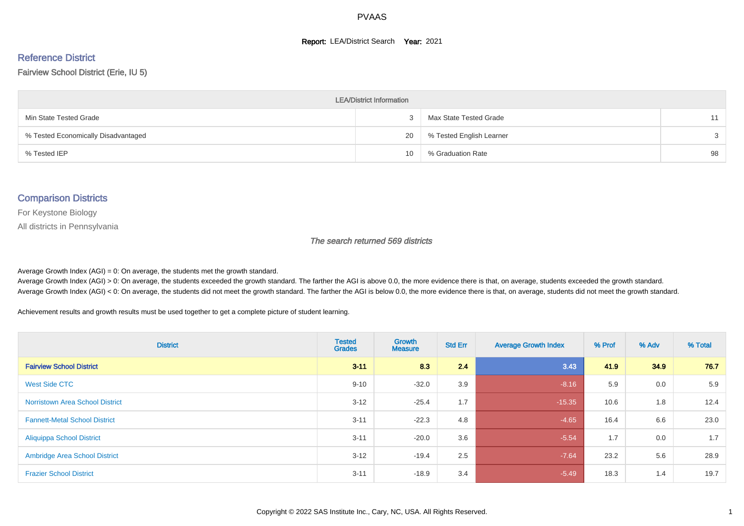# PVAAS

**Report:** LEA/District Search **Year:** 2021

## Reference District

Fairview School District (Erie, IU 5)

| LEA/District Information | | | |
|---|---|---|---|
| Min State Tested Grade | 3 | Max State Tested Grade | 11 |
| % Tested Economically Disadvantaged | 20 | % Tested English Learner | 3 |
| % Tested IEP | 10 | % Graduation Rate | 98 |

## Comparison Districts

For Keystone Biology

All districts in Pennsylvania

*The search returned 569 districts*

Average Growth Index (AGI) = 0: On average, the students met the growth standard.
Average Growth Index (AGI) > 0: On average, the students exceeded the growth standard. The farther the AGI is above 0.0, the more evidence there is that, on average, students exceeded the growth standard.
Average Growth Index (AGI) < 0: On average, the students did not meet the growth standard. The farther the AGI is below 0.0, the more evidence there is that, on average, students did not meet the growth standard.

Achievement results and growth results must be used together to get a complete picture of student learning.

| District | Tested Grades | Growth Measure | Std Err | Average Growth Index | % Prof | % Adv | % Total |
|---|---|---|---|---|---|---|---|
| **Fairview School District** | **3-11** | **8.3** | **2.4** | **3.43** | **41.9** | **34.9** | **76.7** |
| West Side CTC | 9-10 | -32.0 | 3.9 | -8.16 | 5.9 | 0.0 | 5.9 |
| Norristown Area School District | 3-12 | -25.4 | 1.7 | -15.35 | 10.6 | 1.8 | 12.4 |
| Fannett-Metal School District | 3-11 | -22.3 | 4.8 | -4.65 | 16.4 | 6.6 | 23.0 |
| Aliquippa School District | 3-11 | -20.0 | 3.6 | -5.54 | 1.7 | 0.0 | 1.7 |
| Ambridge Area School District | 3-12 | -19.4 | 2.5 | -7.64 | 23.2 | 5.6 | 28.9 |
| Frazier School District | 3-11 | -18.9 | 3.4 | -5.49 | 18.3 | 1.4 | 19.7 |

Copyright © 2022 SAS Institute Inc., Cary, NC, USA. All Rights Reserved.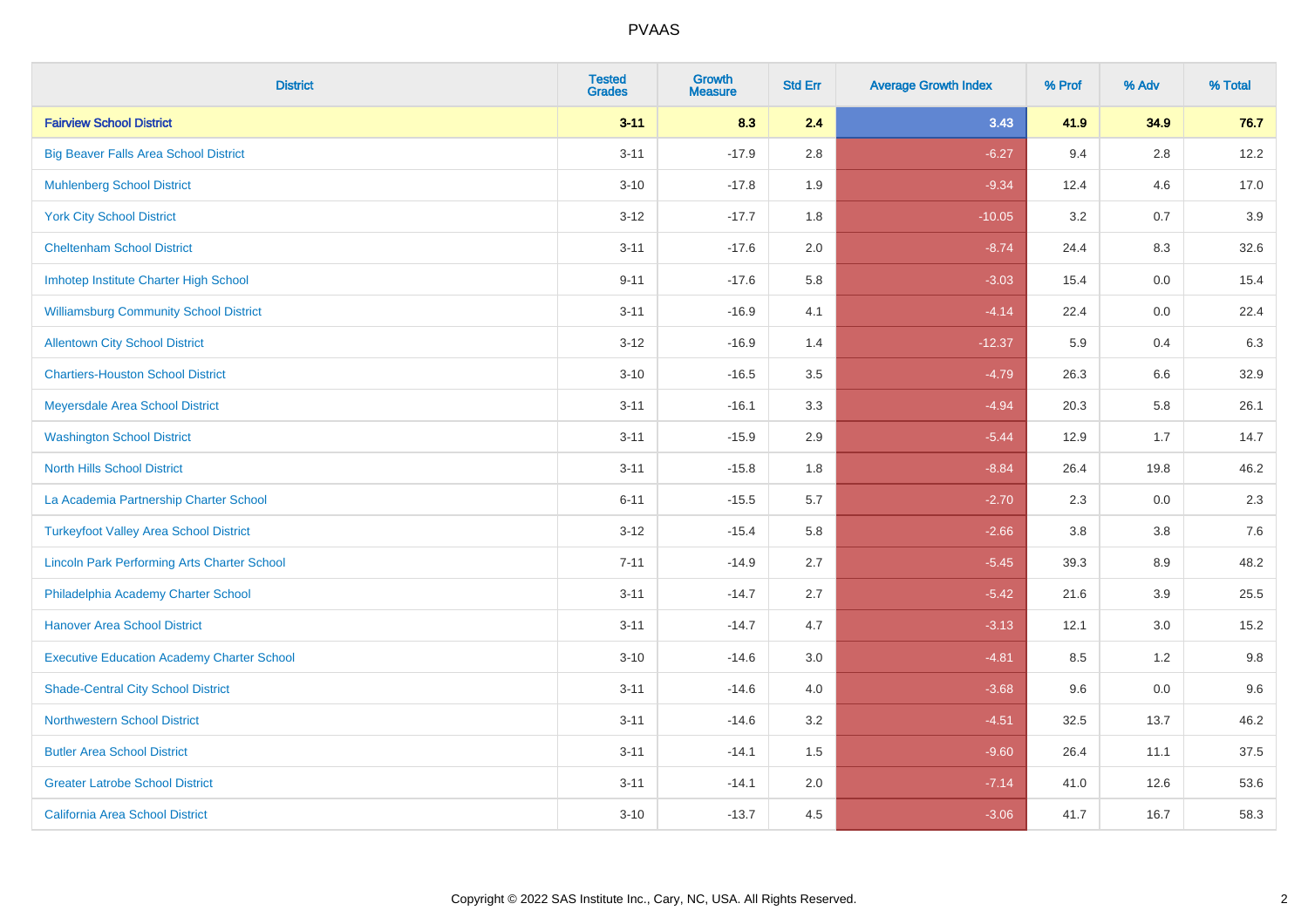# PVAAS

| District | Tested Grades | Growth Measure | Std Err | Average Growth Index | % Prof | % Adv | % Total |
|---|---|---|---|---|---|---|---|
| **Fairview School District** | **3-11** | **8.3** | **2.4** | **3.43** | **41.9** | **34.9** | **76.7** |
| Big Beaver Falls Area School District | 3-11 | -17.9 | 2.8 | -6.27 | 9.4 | 2.8 | 12.2 |
| Muhlenberg School District | 3-10 | -17.8 | 1.9 | -9.34 | 12.4 | 4.6 | 17.0 |
| York City School District | 3-12 | -17.7 | 1.8 | -10.05 | 3.2 | 0.7 | 3.9 |
| Cheltenham School District | 3-11 | -17.6 | 2.0 | -8.74 | 24.4 | 8.3 | 32.6 |
| Imhotep Institute Charter High School | 9-11 | -17.6 | 5.8 | -3.03 | 15.4 | 0.0 | 15.4 |
| Williamsburg Community School District | 3-11 | -16.9 | 4.1 | -4.14 | 22.4 | 0.0 | 22.4 |
| Allentown City School District | 3-12 | -16.9 | 1.4 | -12.37 | 5.9 | 0.4 | 6.3 |
| Chartiers-Houston School District | 3-10 | -16.5 | 3.5 | -4.79 | 26.3 | 6.6 | 32.9 |
| Meyersdale Area School District | 3-11 | -16.1 | 3.3 | -4.94 | 20.3 | 5.8 | 26.1 |
| Washington School District | 3-11 | -15.9 | 2.9 | -5.44 | 12.9 | 1.7 | 14.7 |
| North Hills School District | 3-11 | -15.8 | 1.8 | -8.84 | 26.4 | 19.8 | 46.2 |
| La Academia Partnership Charter School | 6-11 | -15.5 | 5.7 | -2.70 | 2.3 | 0.0 | 2.3 |
| Turkeyfoot Valley Area School District | 3-12 | -15.4 | 5.8 | -2.66 | 3.8 | 3.8 | 7.6 |
| Lincoln Park Performing Arts Charter School | 7-11 | -14.9 | 2.7 | -5.45 | 39.3 | 8.9 | 48.2 |
| Philadelphia Academy Charter School | 3-11 | -14.7 | 2.7 | -5.42 | 21.6 | 3.9 | 25.5 |
| Hanover Area School District | 3-11 | -14.7 | 4.7 | -3.13 | 12.1 | 3.0 | 15.2 |
| Executive Education Academy Charter School | 3-10 | -14.6 | 3.0 | -4.81 | 8.5 | 1.2 | 9.8 |
| Shade-Central City School District | 3-11 | -14.6 | 4.0 | -3.68 | 9.6 | 0.0 | 9.6 |
| Northwestern School District | 3-11 | -14.6 | 3.2 | -4.51 | 32.5 | 13.7 | 46.2 |
| Butler Area School District | 3-11 | -14.1 | 1.5 | -9.60 | 26.4 | 11.1 | 37.5 |
| Greater Latrobe School District | 3-11 | -14.1 | 2.0 | -7.14 | 41.0 | 12.6 | 53.6 |
| California Area School District | 3-10 | -13.7 | 4.5 | -3.06 | 41.7 | 16.7 | 58.3 |

Copyright © 2022 SAS Institute Inc., Cary, NC, USA. All Rights Reserved.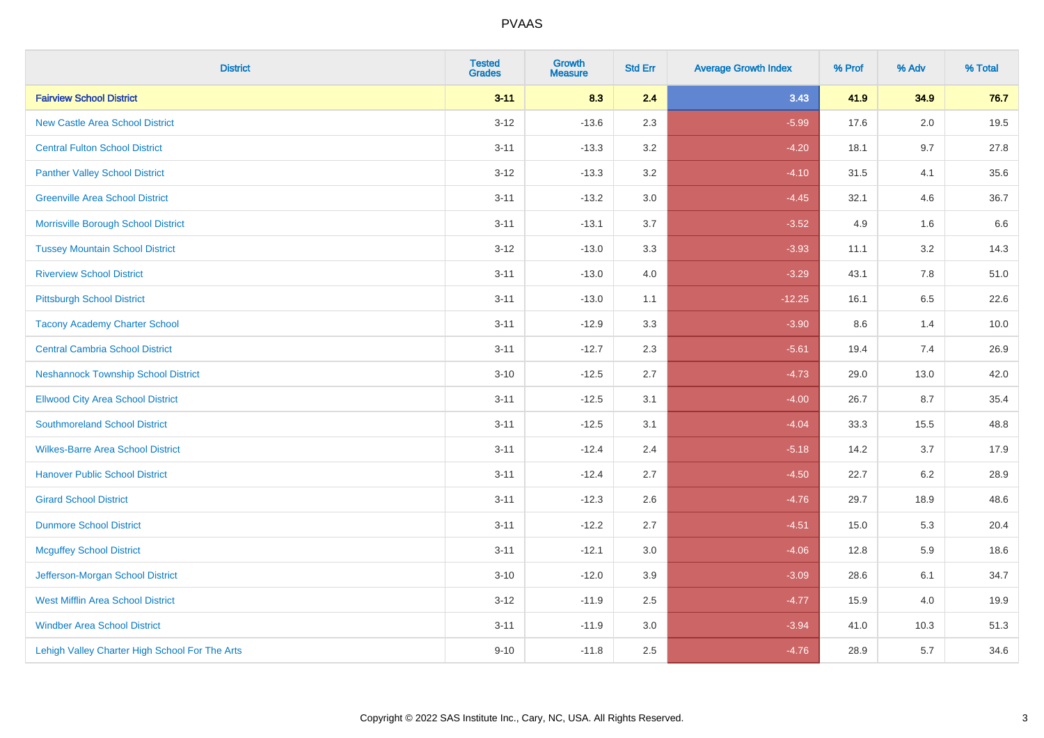| District | Tested Grades | Growth Measure | Std Err | Average Growth Index | % Prof | % Adv | % Total |
|---|---|---|---|---|---|---|---|
| **Fairview School District** | **3-11** | **8.3** | **2.4** | **3.43** | **41.9** | **34.9** | **76.7** |
| New Castle Area School District | 3-12 | -13.6 | 2.3 | -5.99 | 17.6 | 2.0 | 19.5 |
| Central Fulton School District | 3-11 | -13.3 | 3.2 | -4.20 | 18.1 | 9.7 | 27.8 |
| Panther Valley School District | 3-12 | -13.3 | 3.2 | -4.10 | 31.5 | 4.1 | 35.6 |
| Greenville Area School District | 3-11 | -13.2 | 3.0 | -4.45 | 32.1 | 4.6 | 36.7 |
| Morrisville Borough School District | 3-11 | -13.1 | 3.7 | -3.52 | 4.9 | 1.6 | 6.6 |
| Tussey Mountain School District | 3-12 | -13.0 | 3.3 | -3.93 | 11.1 | 3.2 | 14.3 |
| Riverview School District | 3-11 | -13.0 | 4.0 | -3.29 | 43.1 | 7.8 | 51.0 |
| Pittsburgh School District | 3-11 | -13.0 | 1.1 | -12.25 | 16.1 | 6.5 | 22.6 |
| Tacony Academy Charter School | 3-11 | -12.9 | 3.3 | -3.90 | 8.6 | 1.4 | 10.0 |
| Central Cambria School District | 3-11 | -12.7 | 2.3 | -5.61 | 19.4 | 7.4 | 26.9 |
| Neshannock Township School District | 3-10 | -12.5 | 2.7 | -4.73 | 29.0 | 13.0 | 42.0 |
| Ellwood City Area School District | 3-11 | -12.5 | 3.1 | -4.00 | 26.7 | 8.7 | 35.4 |
| Southmoreland School District | 3-11 | -12.5 | 3.1 | -4.04 | 33.3 | 15.5 | 48.8 |
| Wilkes-Barre Area School District | 3-11 | -12.4 | 2.4 | -5.18 | 14.2 | 3.7 | 17.9 |
| Hanover Public School District | 3-11 | -12.4 | 2.7 | -4.50 | 22.7 | 6.2 | 28.9 |
| Girard School District | 3-11 | -12.3 | 2.6 | -4.76 | 29.7 | 18.9 | 48.6 |
| Dunmore School District | 3-11 | -12.2 | 2.7 | -4.51 | 15.0 | 5.3 | 20.4 |
| Mcguffey School District | 3-11 | -12.1 | 3.0 | -4.06 | 12.8 | 5.9 | 18.6 |
| Jefferson-Morgan School District | 3-10 | -12.0 | 3.9 | -3.09 | 28.6 | 6.1 | 34.7 |
| West Mifflin Area School District | 3-12 | -11.9 | 2.5 | -4.77 | 15.9 | 4.0 | 19.9 |
| Windber Area School District | 3-11 | -11.9 | 3.0 | -3.94 | 41.0 | 10.3 | 51.3 |
| Lehigh Valley Charter High School For The Arts | 9-10 | -11.8 | 2.5 | -4.76 | 28.9 | 5.7 | 34.6 |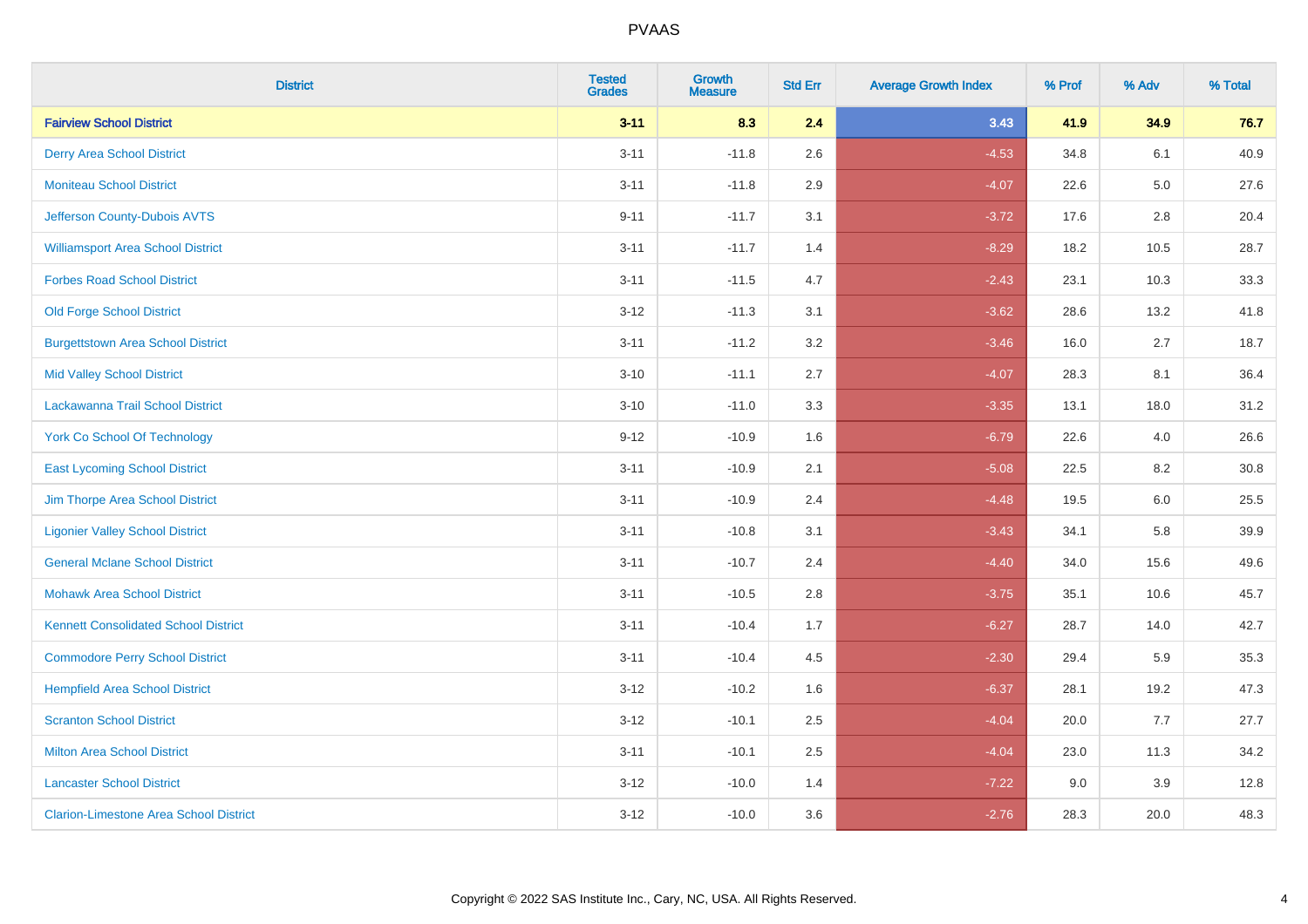| District | Tested Grades | Growth Measure | Std Err | Average Growth Index | % Prof | % Adv | % Total |
|---|---|---|---|---|---|---|---|
| **Fairview School District** | **3-11** | **8.3** | **2.4** | **3.43** | **41.9** | **34.9** | **76.7** |
| Derry Area School District | 3-11 | -11.8 | 2.6 | -4.53 | 34.8 | 6.1 | 40.9 |
| Moniteau School District | 3-11 | -11.8 | 2.9 | -4.07 | 22.6 | 5.0 | 27.6 |
| Jefferson County-Dubois AVTS | 9-11 | -11.7 | 3.1 | -3.72 | 17.6 | 2.8 | 20.4 |
| Williamsport Area School District | 3-11 | -11.7 | 1.4 | -8.29 | 18.2 | 10.5 | 28.7 |
| Forbes Road School District | 3-11 | -11.5 | 4.7 | -2.43 | 23.1 | 10.3 | 33.3 |
| Old Forge School District | 3-12 | -11.3 | 3.1 | -3.62 | 28.6 | 13.2 | 41.8 |
| Burgettstown Area School District | 3-11 | -11.2 | 3.2 | -3.46 | 16.0 | 2.7 | 18.7 |
| Mid Valley School District | 3-10 | -11.1 | 2.7 | -4.07 | 28.3 | 8.1 | 36.4 |
| Lackawanna Trail School District | 3-10 | -11.0 | 3.3 | -3.35 | 13.1 | 18.0 | 31.2 |
| York Co School Of Technology | 9-12 | -10.9 | 1.6 | -6.79 | 22.6 | 4.0 | 26.6 |
| East Lycoming School District | 3-11 | -10.9 | 2.1 | -5.08 | 22.5 | 8.2 | 30.8 |
| Jim Thorpe Area School District | 3-11 | -10.9 | 2.4 | -4.48 | 19.5 | 6.0 | 25.5 |
| Ligonier Valley School District | 3-11 | -10.8 | 3.1 | -3.43 | 34.1 | 5.8 | 39.9 |
| General Mclane School District | 3-11 | -10.7 | 2.4 | -4.40 | 34.0 | 15.6 | 49.6 |
| Mohawk Area School District | 3-11 | -10.5 | 2.8 | -3.75 | 35.1 | 10.6 | 45.7 |
| Kennett Consolidated School District | 3-11 | -10.4 | 1.7 | -6.27 | 28.7 | 14.0 | 42.7 |
| Commodore Perry School District | 3-11 | -10.4 | 4.5 | -2.30 | 29.4 | 5.9 | 35.3 |
| Hempfield Area School District | 3-12 | -10.2 | 1.6 | -6.37 | 28.1 | 19.2 | 47.3 |
| Scranton School District | 3-12 | -10.1 | 2.5 | -4.04 | 20.0 | 7.7 | 27.7 |
| Milton Area School District | 3-11 | -10.1 | 2.5 | -4.04 | 23.0 | 11.3 | 34.2 |
| Lancaster School District | 3-12 | -10.0 | 1.4 | -7.22 | 9.0 | 3.9 | 12.8 |
| Clarion-Limestone Area School District | 3-12 | -10.0 | 3.6 | -2.76 | 28.3 | 20.0 | 48.3 |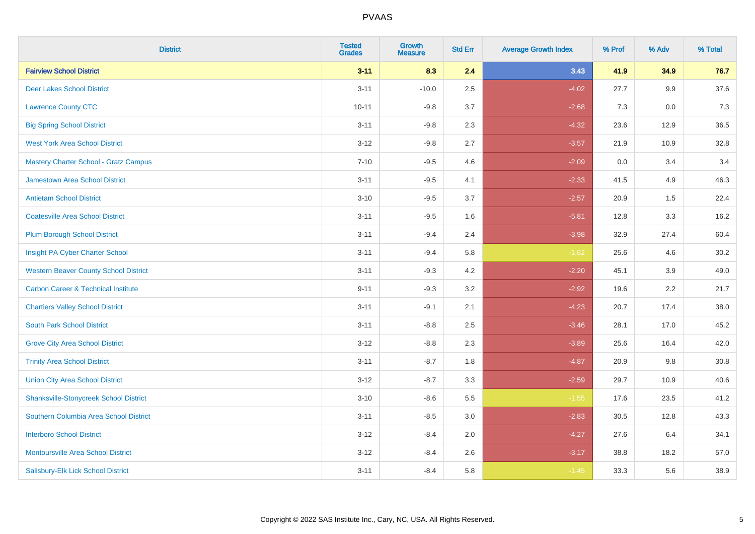# PVAAS

| District | Tested Grades | Growth Measure | Std Err | Average Growth Index | % Prof | % Adv | % Total |
|---|---|---|---|---|---|---|---|
| **Fairview School District** | **3-11** | **8.3** | **2.4** | **3.43** | **41.9** | **34.9** | **76.7** |
| Deer Lakes School District | 3-11 | -10.0 | 2.5 | -4.02 | 27.7 | 9.9 | 37.6 |
| Lawrence County CTC | 10-11 | -9.8 | 3.7 | -2.68 | 7.3 | 0.0 | 7.3 |
| Big Spring School District | 3-11 | -9.8 | 2.3 | -4.32 | 23.6 | 12.9 | 36.5 |
| West York Area School District | 3-12 | -9.8 | 2.7 | -3.57 | 21.9 | 10.9 | 32.8 |
| Mastery Charter School - Gratz Campus | 7-10 | -9.5 | 4.6 | -2.09 | 0.0 | 3.4 | 3.4 |
| Jamestown Area School District | 3-11 | -9.5 | 4.1 | -2.33 | 41.5 | 4.9 | 46.3 |
| Antietam School District | 3-10 | -9.5 | 3.7 | -2.57 | 20.9 | 1.5 | 22.4 |
| Coatesville Area School District | 3-11 | -9.5 | 1.6 | -5.81 | 12.8 | 3.3 | 16.2 |
| Plum Borough School District | 3-11 | -9.4 | 2.4 | -3.98 | 32.9 | 27.4 | 60.4 |
| Insight PA Cyber Charter School | 3-11 | -9.4 | 5.8 | -1.62 | 25.6 | 4.6 | 30.2 |
| Western Beaver County School District | 3-11 | -9.3 | 4.2 | -2.20 | 45.1 | 3.9 | 49.0 |
| Carbon Career & Technical Institute | 9-11 | -9.3 | 3.2 | -2.92 | 19.6 | 2.2 | 21.7 |
| Chartiers Valley School District | 3-11 | -9.1 | 2.1 | -4.23 | 20.7 | 17.4 | 38.0 |
| South Park School District | 3-11 | -8.8 | 2.5 | -3.46 | 28.1 | 17.0 | 45.2 |
| Grove City Area School District | 3-12 | -8.8 | 2.3 | -3.89 | 25.6 | 16.4 | 42.0 |
| Trinity Area School District | 3-11 | -8.7 | 1.8 | -4.87 | 20.9 | 9.8 | 30.8 |
| Union City Area School District | 3-12 | -8.7 | 3.3 | -2.59 | 29.7 | 10.9 | 40.6 |
| Shanksville-Stonycreek School District | 3-10 | -8.6 | 5.5 | -1.55 | 17.6 | 23.5 | 41.2 |
| Southern Columbia Area School District | 3-11 | -8.5 | 3.0 | -2.83 | 30.5 | 12.8 | 43.3 |
| Interboro School District | 3-12 | -8.4 | 2.0 | -4.27 | 27.6 | 6.4 | 34.1 |
| Montoursville Area School District | 3-12 | -8.4 | 2.6 | -3.17 | 38.8 | 18.2 | 57.0 |
| Salisbury-Elk Lick School District | 3-11 | -8.4 | 5.8 | -1.45 | 33.3 | 5.6 | 38.9 |

Copyright © 2022 SAS Institute Inc., Cary, NC, USA. All Rights Reserved.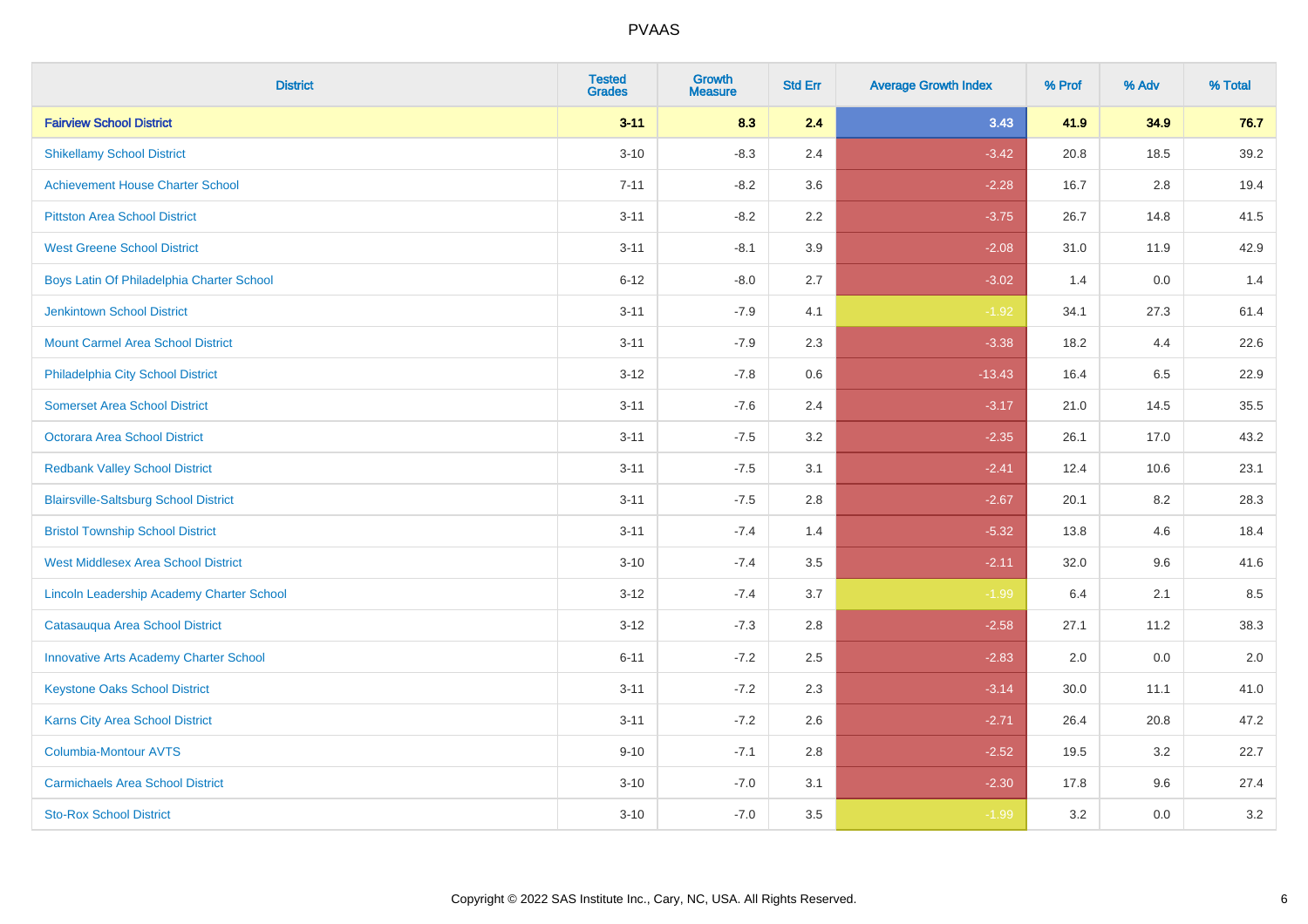| District | Tested Grades | Growth Measure | Std Err | Average Growth Index | % Prof | % Adv | % Total |
|---|---|---|---|---|---|---|---|
| **Fairview School District** | **3-11** | **8.3** | **2.4** | **3.43** | **41.9** | **34.9** | **76.7** |
| Shikellamy School District | 3-10 | -8.3 | 2.4 | -3.42 | 20.8 | 18.5 | 39.2 |
| Achievement House Charter School | 7-11 | -8.2 | 3.6 | -2.28 | 16.7 | 2.8 | 19.4 |
| Pittston Area School District | 3-11 | -8.2 | 2.2 | -3.75 | 26.7 | 14.8 | 41.5 |
| West Greene School District | 3-11 | -8.1 | 3.9 | -2.08 | 31.0 | 11.9 | 42.9 |
| Boys Latin Of Philadelphia Charter School | 6-12 | -8.0 | 2.7 | -3.02 | 1.4 | 0.0 | 1.4 |
| Jenkintown School District | 3-11 | -7.9 | 4.1 | -1.92 | 34.1 | 27.3 | 61.4 |
| Mount Carmel Area School District | 3-11 | -7.9 | 2.3 | -3.38 | 18.2 | 4.4 | 22.6 |
| Philadelphia City School District | 3-12 | -7.8 | 0.6 | -13.43 | 16.4 | 6.5 | 22.9 |
| Somerset Area School District | 3-11 | -7.6 | 2.4 | -3.17 | 21.0 | 14.5 | 35.5 |
| Octorara Area School District | 3-11 | -7.5 | 3.2 | -2.35 | 26.1 | 17.0 | 43.2 |
| Redbank Valley School District | 3-11 | -7.5 | 3.1 | -2.41 | 12.4 | 10.6 | 23.1 |
| Blairsville-Saltsburg School District | 3-11 | -7.5 | 2.8 | -2.67 | 20.1 | 8.2 | 28.3 |
| Bristol Township School District | 3-11 | -7.4 | 1.4 | -5.32 | 13.8 | 4.6 | 18.4 |
| West Middlesex Area School District | 3-10 | -7.4 | 3.5 | -2.11 | 32.0 | 9.6 | 41.6 |
| Lincoln Leadership Academy Charter School | 3-12 | -7.4 | 3.7 | -1.99 | 6.4 | 2.1 | 8.5 |
| Catasauqua Area School District | 3-12 | -7.3 | 2.8 | -2.58 | 27.1 | 11.2 | 38.3 |
| Innovative Arts Academy Charter School | 6-11 | -7.2 | 2.5 | -2.83 | 2.0 | 0.0 | 2.0 |
| Keystone Oaks School District | 3-11 | -7.2 | 2.3 | -3.14 | 30.0 | 11.1 | 41.0 |
| Karns City Area School District | 3-11 | -7.2 | 2.6 | -2.71 | 26.4 | 20.8 | 47.2 |
| Columbia-Montour AVTS | 9-10 | -7.1 | 2.8 | -2.52 | 19.5 | 3.2 | 22.7 |
| Carmichaels Area School District | 3-10 | -7.0 | 3.1 | -2.30 | 17.8 | 9.6 | 27.4 |
| Sto-Rox School District | 3-10 | -7.0 | 3.5 | -1.99 | 3.2 | 0.0 | 3.2 |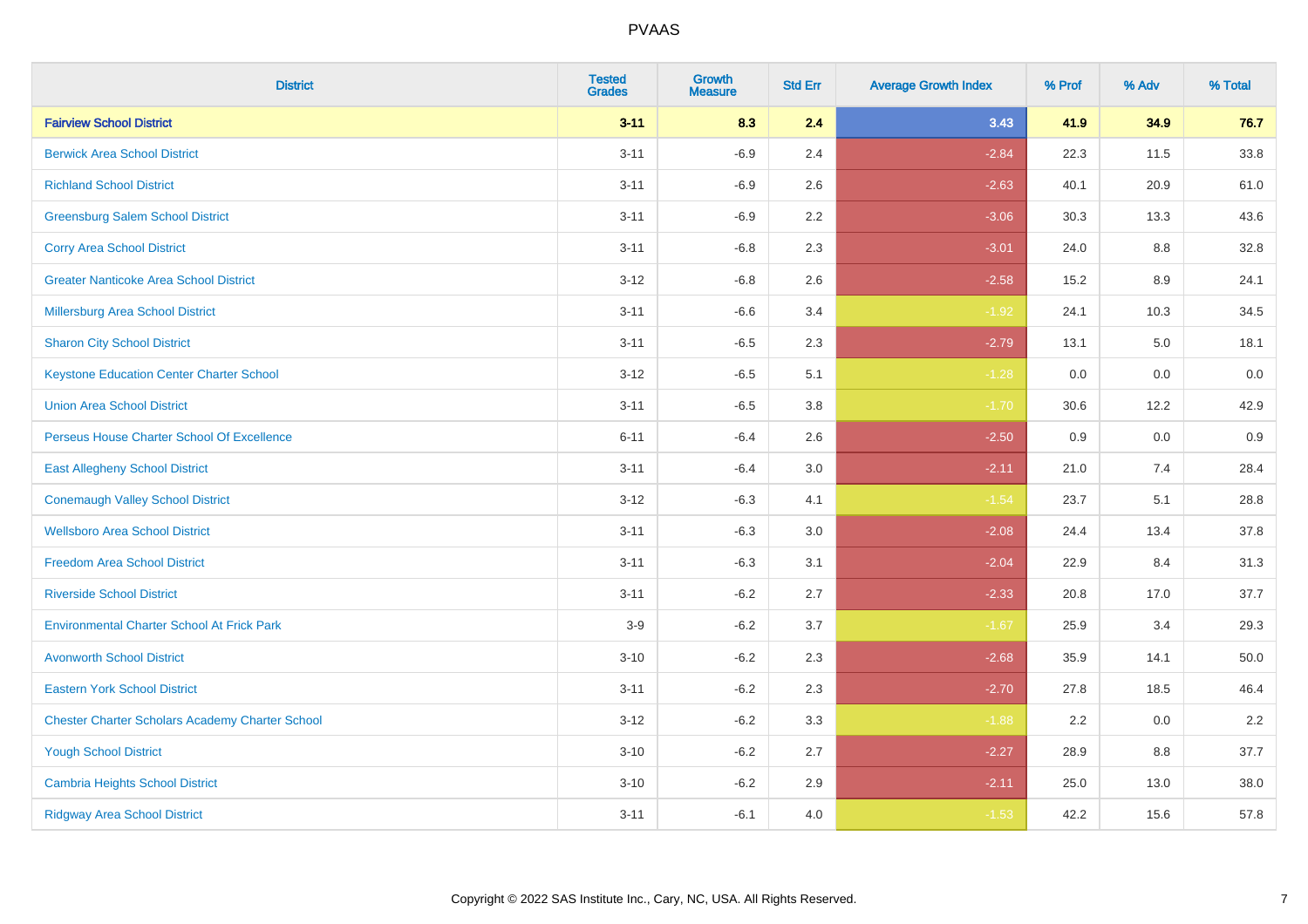# PVAAS

| District | Tested Grades | Growth Measure | Std Err | Average Growth Index | % Prof | % Adv | % Total |
|---|---|---|---|---|---|---|---|
| **Fairview School District** | **3-11** | **8.3** | **2.4** | **3.43** | **41.9** | **34.9** | **76.7** |
| Berwick Area School District | 3-11 | -6.9 | 2.4 | -2.84 | 22.3 | 11.5 | 33.8 |
| Richland School District | 3-11 | -6.9 | 2.6 | -2.63 | 40.1 | 20.9 | 61.0 |
| Greensburg Salem School District | 3-11 | -6.9 | 2.2 | -3.06 | 30.3 | 13.3 | 43.6 |
| Corry Area School District | 3-11 | -6.8 | 2.3 | -3.01 | 24.0 | 8.8 | 32.8 |
| Greater Nanticoke Area School District | 3-12 | -6.8 | 2.6 | -2.58 | 15.2 | 8.9 | 24.1 |
| Millersburg Area School District | 3-11 | -6.6 | 3.4 | -1.92 | 24.1 | 10.3 | 34.5 |
| Sharon City School District | 3-11 | -6.5 | 2.3 | -2.79 | 13.1 | 5.0 | 18.1 |
| Keystone Education Center Charter School | 3-12 | -6.5 | 5.1 | -1.28 | 0.0 | 0.0 | 0.0 |
| Union Area School District | 3-11 | -6.5 | 3.8 | -1.70 | 30.6 | 12.2 | 42.9 |
| Perseus House Charter School Of Excellence | 6-11 | -6.4 | 2.6 | -2.50 | 0.9 | 0.0 | 0.9 |
| East Allegheny School District | 3-11 | -6.4 | 3.0 | -2.11 | 21.0 | 7.4 | 28.4 |
| Conemaugh Valley School District | 3-12 | -6.3 | 4.1 | -1.54 | 23.7 | 5.1 | 28.8 |
| Wellsboro Area School District | 3-11 | -6.3 | 3.0 | -2.08 | 24.4 | 13.4 | 37.8 |
| Freedom Area School District | 3-11 | -6.3 | 3.1 | -2.04 | 22.9 | 8.4 | 31.3 |
| Riverside School District | 3-11 | -6.2 | 2.7 | -2.33 | 20.8 | 17.0 | 37.7 |
| Environmental Charter School At Frick Park | 3-9 | -6.2 | 3.7 | -1.67 | 25.9 | 3.4 | 29.3 |
| Avonworth School District | 3-10 | -6.2 | 2.3 | -2.68 | 35.9 | 14.1 | 50.0 |
| Eastern York School District | 3-11 | -6.2 | 2.3 | -2.70 | 27.8 | 18.5 | 46.4 |
| Chester Charter Scholars Academy Charter School | 3-12 | -6.2 | 3.3 | -1.88 | 2.2 | 0.0 | 2.2 |
| Yough School District | 3-10 | -6.2 | 2.7 | -2.27 | 28.9 | 8.8 | 37.7 |
| Cambria Heights School District | 3-10 | -6.2 | 2.9 | -2.11 | 25.0 | 13.0 | 38.0 |
| Ridgway Area School District | 3-11 | -6.1 | 4.0 | -1.53 | 42.2 | 15.6 | 57.8 |

Copyright © 2022 SAS Institute Inc., Cary, NC, USA. All Rights Reserved.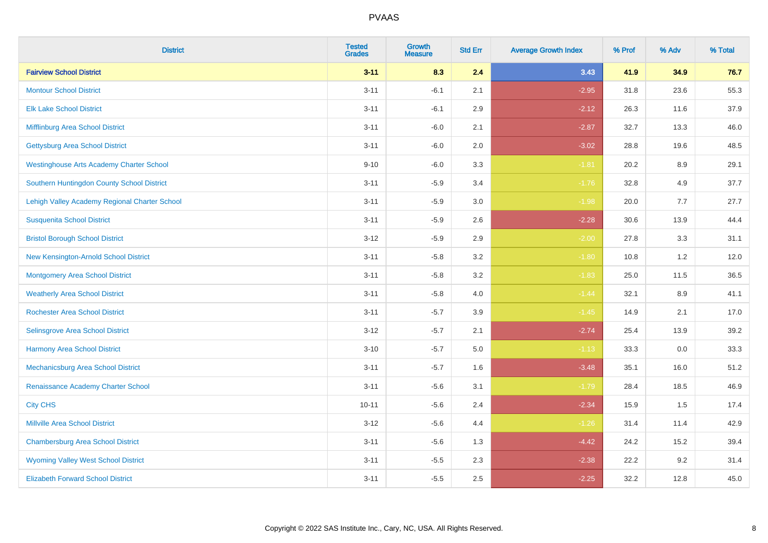# PVAAS

| District | Tested Grades | Growth Measure | Std Err | Average Growth Index | % Prof | % Adv | % Total |
|---|---|---|---|---|---|---|---|
| **Fairview School District** | **3-11** | **8.3** | **2.4** | **3.43** | **41.9** | **34.9** | **76.7** |
| Montour School District | 3-11 | -6.1 | 2.1 | -2.95 | 31.8 | 23.6 | 55.3 |
| Elk Lake School District | 3-11 | -6.1 | 2.9 | -2.12 | 26.3 | 11.6 | 37.9 |
| Mifflinburg Area School District | 3-11 | -6.0 | 2.1 | -2.87 | 32.7 | 13.3 | 46.0 |
| Gettysburg Area School District | 3-11 | -6.0 | 2.0 | -3.02 | 28.8 | 19.6 | 48.5 |
| Westinghouse Arts Academy Charter School | 9-10 | -6.0 | 3.3 | -1.81 | 20.2 | 8.9 | 29.1 |
| Southern Huntingdon County School District | 3-11 | -5.9 | 3.4 | -1.76 | 32.8 | 4.9 | 37.7 |
| Lehigh Valley Academy Regional Charter School | 3-11 | -5.9 | 3.0 | -1.98 | 20.0 | 7.7 | 27.7 |
| Susquenita School District | 3-11 | -5.9 | 2.6 | -2.28 | 30.6 | 13.9 | 44.4 |
| Bristol Borough School District | 3-12 | -5.9 | 2.9 | -2.00 | 27.8 | 3.3 | 31.1 |
| New Kensington-Arnold School District | 3-11 | -5.8 | 3.2 | -1.80 | 10.8 | 1.2 | 12.0 |
| Montgomery Area School District | 3-11 | -5.8 | 3.2 | -1.83 | 25.0 | 11.5 | 36.5 |
| Weatherly Area School District | 3-11 | -5.8 | 4.0 | -1.44 | 32.1 | 8.9 | 41.1 |
| Rochester Area School District | 3-11 | -5.7 | 3.9 | -1.45 | 14.9 | 2.1 | 17.0 |
| Selinsgrove Area School District | 3-12 | -5.7 | 2.1 | -2.74 | 25.4 | 13.9 | 39.2 |
| Harmony Area School District | 3-10 | -5.7 | 5.0 | -1.13 | 33.3 | 0.0 | 33.3 |
| Mechanicsburg Area School District | 3-11 | -5.7 | 1.6 | -3.48 | 35.1 | 16.0 | 51.2 |
| Renaissance Academy Charter School | 3-11 | -5.6 | 3.1 | -1.79 | 28.4 | 18.5 | 46.9 |
| City CHS | 10-11 | -5.6 | 2.4 | -2.34 | 15.9 | 1.5 | 17.4 |
| Millville Area School District | 3-12 | -5.6 | 4.4 | -1.26 | 31.4 | 11.4 | 42.9 |
| Chambersburg Area School District | 3-11 | -5.6 | 1.3 | -4.42 | 24.2 | 15.2 | 39.4 |
| Wyoming Valley West School District | 3-11 | -5.5 | 2.3 | -2.38 | 22.2 | 9.2 | 31.4 |
| Elizabeth Forward School District | 3-11 | -5.5 | 2.5 | -2.25 | 32.2 | 12.8 | 45.0 |

Copyright © 2022 SAS Institute Inc., Cary, NC, USA. All Rights Reserved.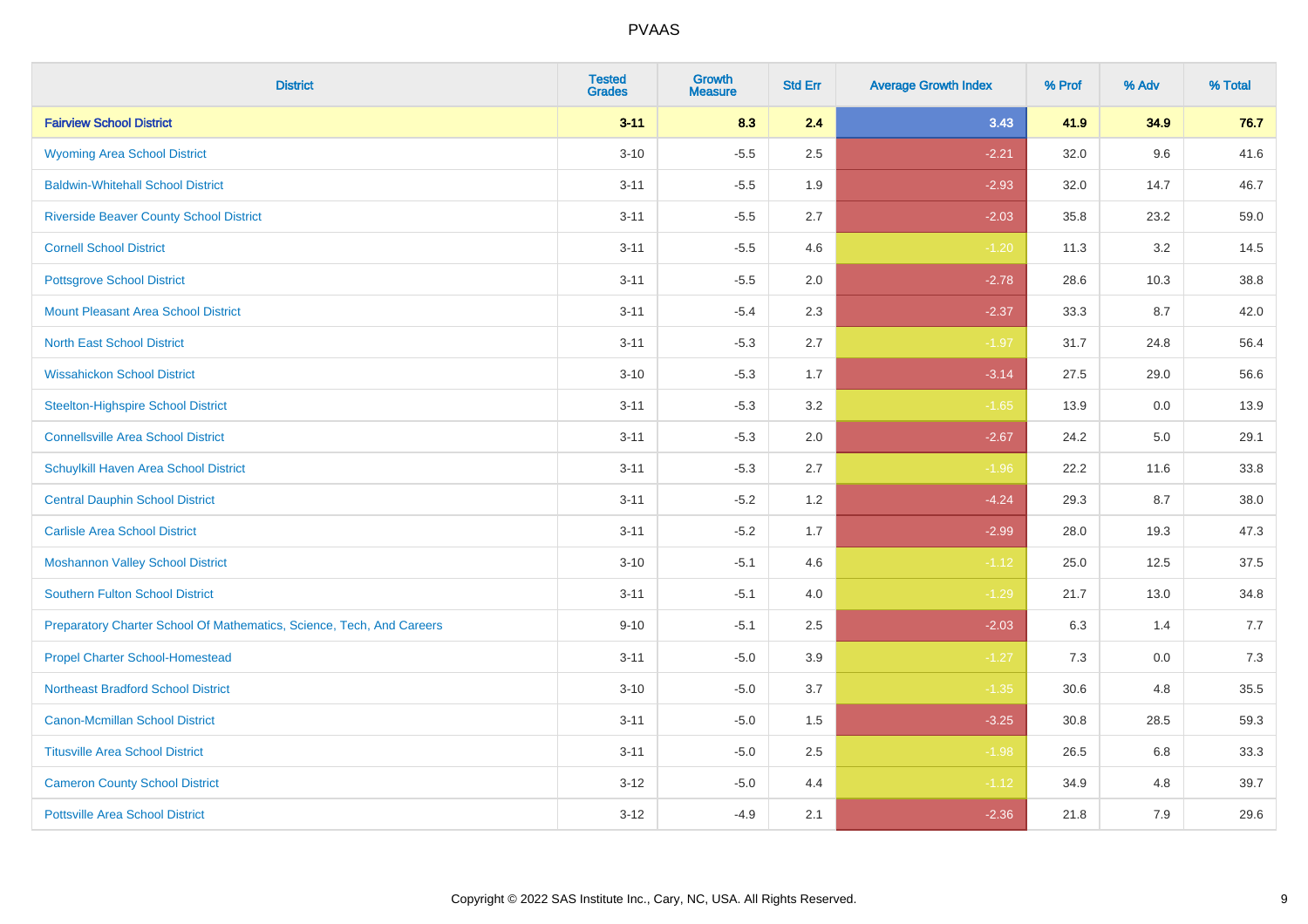| District | Tested Grades | Growth Measure | Std Err | Average Growth Index | % Prof | % Adv | % Total |
|---|---|---|---|---|---|---|---|
| **Fairview School District** | **3-11** | **8.3** | **2.4** | **3.43** | **41.9** | **34.9** | **76.7** |
| Wyoming Area School District | 3-10 | -5.5 | 2.5 | -2.21 | 32.0 | 9.6 | 41.6 |
| Baldwin-Whitehall School District | 3-11 | -5.5 | 1.9 | -2.93 | 32.0 | 14.7 | 46.7 |
| Riverside Beaver County School District | 3-11 | -5.5 | 2.7 | -2.03 | 35.8 | 23.2 | 59.0 |
| Cornell School District | 3-11 | -5.5 | 4.6 | -1.20 | 11.3 | 3.2 | 14.5 |
| Pottsgrove School District | 3-11 | -5.5 | 2.0 | -2.78 | 28.6 | 10.3 | 38.8 |
| Mount Pleasant Area School District | 3-11 | -5.4 | 2.3 | -2.37 | 33.3 | 8.7 | 42.0 |
| North East School District | 3-11 | -5.3 | 2.7 | -1.97 | 31.7 | 24.8 | 56.4 |
| Wissahickon School District | 3-10 | -5.3 | 1.7 | -3.14 | 27.5 | 29.0 | 56.6 |
| Steelton-Highspire School District | 3-11 | -5.3 | 3.2 | -1.65 | 13.9 | 0.0 | 13.9 |
| Connellsville Area School District | 3-11 | -5.3 | 2.0 | -2.67 | 24.2 | 5.0 | 29.1 |
| Schuylkill Haven Area School District | 3-11 | -5.3 | 2.7 | -1.96 | 22.2 | 11.6 | 33.8 |
| Central Dauphin School District | 3-11 | -5.2 | 1.2 | -4.24 | 29.3 | 8.7 | 38.0 |
| Carlisle Area School District | 3-11 | -5.2 | 1.7 | -2.99 | 28.0 | 19.3 | 47.3 |
| Moshannon Valley School District | 3-10 | -5.1 | 4.6 | -1.12 | 25.0 | 12.5 | 37.5 |
| Southern Fulton School District | 3-11 | -5.1 | 4.0 | -1.29 | 21.7 | 13.0 | 34.8 |
| Preparatory Charter School Of Mathematics, Science, Tech, And Careers | 9-10 | -5.1 | 2.5 | -2.03 | 6.3 | 1.4 | 7.7 |
| Propel Charter School-Homestead | 3-11 | -5.0 | 3.9 | -1.27 | 7.3 | 0.0 | 7.3 |
| Northeast Bradford School District | 3-10 | -5.0 | 3.7 | -1.35 | 30.6 | 4.8 | 35.5 |
| Canon-Mcmillan School District | 3-11 | -5.0 | 1.5 | -3.25 | 30.8 | 28.5 | 59.3 |
| Titusville Area School District | 3-11 | -5.0 | 2.5 | -1.98 | 26.5 | 6.8 | 33.3 |
| Cameron County School District | 3-12 | -5.0 | 4.4 | -1.12 | 34.9 | 4.8 | 39.7 |
| Pottsville Area School District | 3-12 | -4.9 | 2.1 | -2.36 | 21.8 | 7.9 | 29.6 |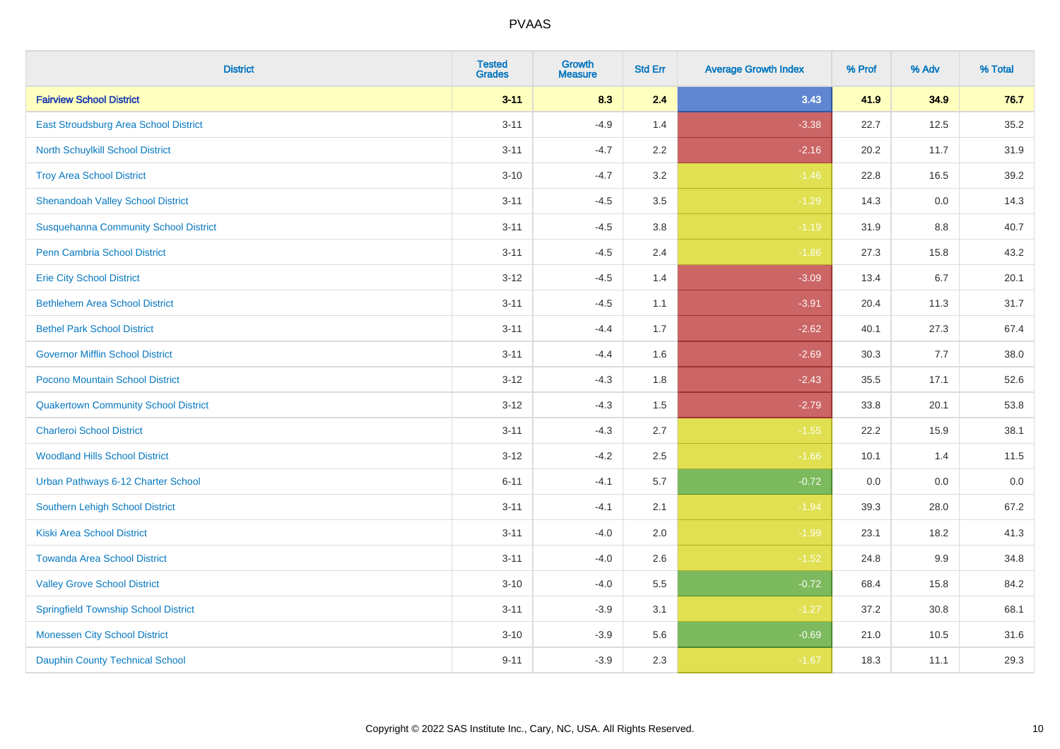| District | Tested Grades | Growth Measure | Std Err | Average Growth Index | % Prof | % Adv | % Total |
|---|---|---|---|---|---|---|---|
| **Fairview School District** | **3-11** | **8.3** | **2.4** | **3.43** | **41.9** | **34.9** | **76.7** |
| East Stroudsburg Area School District | 3-11 | -4.9 | 1.4 | -3.38 | 22.7 | 12.5 | 35.2 |
| North Schuylkill School District | 3-11 | -4.7 | 2.2 | -2.16 | 20.2 | 11.7 | 31.9 |
| Troy Area School District | 3-10 | -4.7 | 3.2 | -1.46 | 22.8 | 16.5 | 39.2 |
| Shenandoah Valley School District | 3-11 | -4.5 | 3.5 | -1.29 | 14.3 | 0.0 | 14.3 |
| Susquehanna Community School District | 3-11 | -4.5 | 3.8 | -1.19 | 31.9 | 8.8 | 40.7 |
| Penn Cambria School District | 3-11 | -4.5 | 2.4 | -1.86 | 27.3 | 15.8 | 43.2 |
| Erie City School District | 3-12 | -4.5 | 1.4 | -3.09 | 13.4 | 6.7 | 20.1 |
| Bethlehem Area School District | 3-11 | -4.5 | 1.1 | -3.91 | 20.4 | 11.3 | 31.7 |
| Bethel Park School District | 3-11 | -4.4 | 1.7 | -2.62 | 40.1 | 27.3 | 67.4 |
| Governor Mifflin School District | 3-11 | -4.4 | 1.6 | -2.69 | 30.3 | 7.7 | 38.0 |
| Pocono Mountain School District | 3-12 | -4.3 | 1.8 | -2.43 | 35.5 | 17.1 | 52.6 |
| Quakertown Community School District | 3-12 | -4.3 | 1.5 | -2.79 | 33.8 | 20.1 | 53.8 |
| Charleroi School District | 3-11 | -4.3 | 2.7 | -1.55 | 22.2 | 15.9 | 38.1 |
| Woodland Hills School District | 3-12 | -4.2 | 2.5 | -1.66 | 10.1 | 1.4 | 11.5 |
| Urban Pathways 6-12 Charter School | 6-11 | -4.1 | 5.7 | -0.72 | 0.0 | 0.0 | 0.0 |
| Southern Lehigh School District | 3-11 | -4.1 | 2.1 | -1.94 | 39.3 | 28.0 | 67.2 |
| Kiski Area School District | 3-11 | -4.0 | 2.0 | -1.99 | 23.1 | 18.2 | 41.3 |
| Towanda Area School District | 3-11 | -4.0 | 2.6 | -1.52 | 24.8 | 9.9 | 34.8 |
| Valley Grove School District | 3-10 | -4.0 | 5.5 | -0.72 | 68.4 | 15.8 | 84.2 |
| Springfield Township School District | 3-11 | -3.9 | 3.1 | -1.27 | 37.2 | 30.8 | 68.1 |
| Monessen City School District | 3-10 | -3.9 | 5.6 | -0.69 | 21.0 | 10.5 | 31.6 |
| Dauphin County Technical School | 9-11 | -3.9 | 2.3 | -1.67 | 18.3 | 11.1 | 29.3 |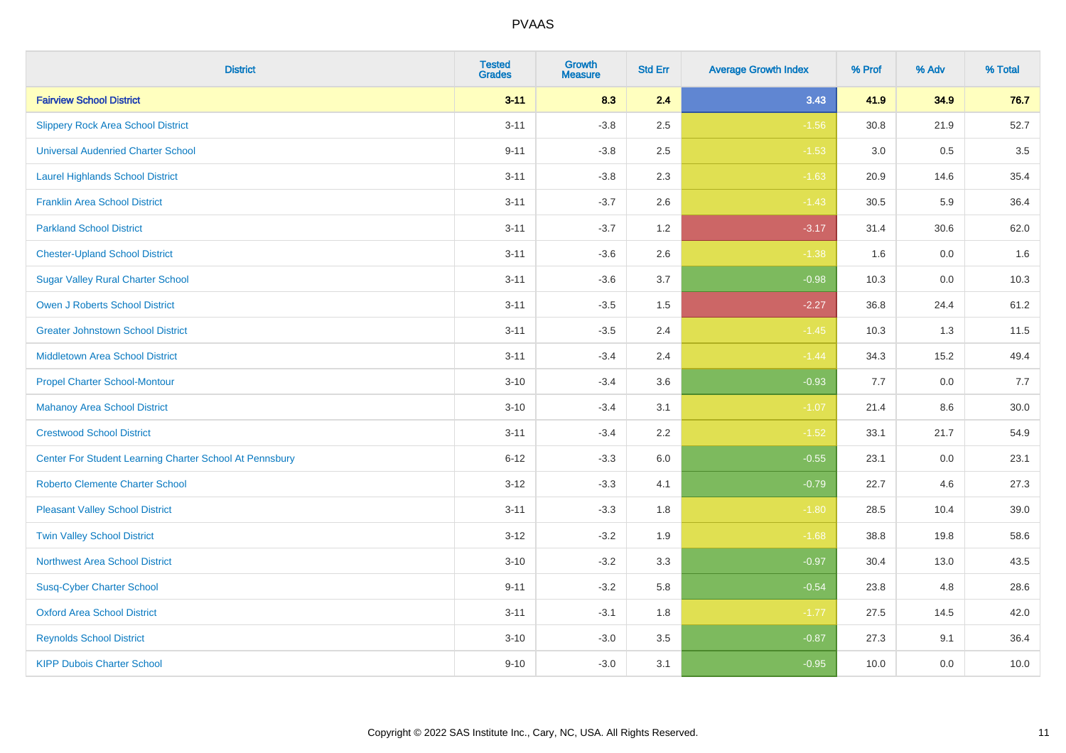# PVAAS

| District | Tested Grades | Growth Measure | Std Err | Average Growth Index | % Prof | % Adv | % Total |
|---|---|---|---|---|---|---|---|
| **Fairview School District** | **3-11** | **8.3** | **2.4** | **3.43** | **41.9** | **34.9** | **76.7** |
| Slippery Rock Area School District | 3-11 | -3.8 | 2.5 | -1.56 | 30.8 | 21.9 | 52.7 |
| Universal Audenried Charter School | 9-11 | -3.8 | 2.5 | -1.53 | 3.0 | 0.5 | 3.5 |
| Laurel Highlands School District | 3-11 | -3.8 | 2.3 | -1.63 | 20.9 | 14.6 | 35.4 |
| Franklin Area School District | 3-11 | -3.7 | 2.6 | -1.43 | 30.5 | 5.9 | 36.4 |
| Parkland School District | 3-11 | -3.7 | 1.2 | -3.17 | 31.4 | 30.6 | 62.0 |
| Chester-Upland School District | 3-11 | -3.6 | 2.6 | -1.38 | 1.6 | 0.0 | 1.6 |
| Sugar Valley Rural Charter School | 3-11 | -3.6 | 3.7 | -0.98 | 10.3 | 0.0 | 10.3 |
| Owen J Roberts School District | 3-11 | -3.5 | 1.5 | -2.27 | 36.8 | 24.4 | 61.2 |
| Greater Johnstown School District | 3-11 | -3.5 | 2.4 | -1.45 | 10.3 | 1.3 | 11.5 |
| Middletown Area School District | 3-11 | -3.4 | 2.4 | -1.44 | 34.3 | 15.2 | 49.4 |
| Propel Charter School-Montour | 3-10 | -3.4 | 3.6 | -0.93 | 7.7 | 0.0 | 7.7 |
| Mahanoy Area School District | 3-10 | -3.4 | 3.1 | -1.07 | 21.4 | 8.6 | 30.0 |
| Crestwood School District | 3-11 | -3.4 | 2.2 | -1.52 | 33.1 | 21.7 | 54.9 |
| Center For Student Learning Charter School At Pennsbury | 6-12 | -3.3 | 6.0 | -0.55 | 23.1 | 0.0 | 23.1 |
| Roberto Clemente Charter School | 3-12 | -3.3 | 4.1 | -0.79 | 22.7 | 4.6 | 27.3 |
| Pleasant Valley School District | 3-11 | -3.3 | 1.8 | -1.80 | 28.5 | 10.4 | 39.0 |
| Twin Valley School District | 3-12 | -3.2 | 1.9 | -1.68 | 38.8 | 19.8 | 58.6 |
| Northwest Area School District | 3-10 | -3.2 | 3.3 | -0.97 | 30.4 | 13.0 | 43.5 |
| Susq-Cyber Charter School | 9-11 | -3.2 | 5.8 | -0.54 | 23.8 | 4.8 | 28.6 |
| Oxford Area School District | 3-11 | -3.1 | 1.8 | -1.77 | 27.5 | 14.5 | 42.0 |
| Reynolds School District | 3-10 | -3.0 | 3.5 | -0.87 | 27.3 | 9.1 | 36.4 |
| KIPP Dubois Charter School | 9-10 | -3.0 | 3.1 | -0.95 | 10.0 | 0.0 | 10.0 |

Copyright © 2022 SAS Institute Inc., Cary, NC, USA. All Rights Reserved.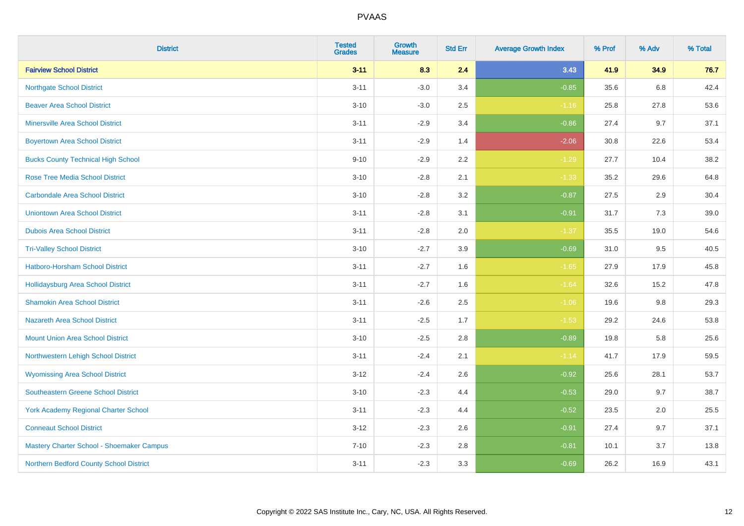| District | Tested Grades | Growth Measure | Std Err | Average Growth Index | % Prof | % Adv | % Total |
|---|---|---|---|---|---|---|---|
| **Fairview School District** | **3-11** | **8.3** | **2.4** | **3.43** | **41.9** | **34.9** | **76.7** |
| Northgate School District | 3-11 | -3.0 | 3.4 | -0.85 | 35.6 | 6.8 | 42.4 |
| Beaver Area School District | 3-10 | -3.0 | 2.5 | -1.16 | 25.8 | 27.8 | 53.6 |
| Minersville Area School District | 3-11 | -2.9 | 3.4 | -0.86 | 27.4 | 9.7 | 37.1 |
| Boyertown Area School District | 3-11 | -2.9 | 1.4 | -2.06 | 30.8 | 22.6 | 53.4 |
| Bucks County Technical High School | 9-10 | -2.9 | 2.2 | -1.29 | 27.7 | 10.4 | 38.2 |
| Rose Tree Media School District | 3-10 | -2.8 | 2.1 | -1.33 | 35.2 | 29.6 | 64.8 |
| Carbondale Area School District | 3-10 | -2.8 | 3.2 | -0.87 | 27.5 | 2.9 | 30.4 |
| Uniontown Area School District | 3-11 | -2.8 | 3.1 | -0.91 | 31.7 | 7.3 | 39.0 |
| Dubois Area School District | 3-11 | -2.8 | 2.0 | -1.37 | 35.5 | 19.0 | 54.6 |
| Tri-Valley School District | 3-10 | -2.7 | 3.9 | -0.69 | 31.0 | 9.5 | 40.5 |
| Hatboro-Horsham School District | 3-11 | -2.7 | 1.6 | -1.65 | 27.9 | 17.9 | 45.8 |
| Hollidaysburg Area School District | 3-11 | -2.7 | 1.6 | -1.64 | 32.6 | 15.2 | 47.8 |
| Shamokin Area School District | 3-11 | -2.6 | 2.5 | -1.06 | 19.6 | 9.8 | 29.3 |
| Nazareth Area School District | 3-11 | -2.5 | 1.7 | -1.53 | 29.2 | 24.6 | 53.8 |
| Mount Union Area School District | 3-10 | -2.5 | 2.8 | -0.89 | 19.8 | 5.8 | 25.6 |
| Northwestern Lehigh School District | 3-11 | -2.4 | 2.1 | -1.14 | 41.7 | 17.9 | 59.5 |
| Wyomissing Area School District | 3-12 | -2.4 | 2.6 | -0.92 | 25.6 | 28.1 | 53.7 |
| Southeastern Greene School District | 3-10 | -2.3 | 4.4 | -0.53 | 29.0 | 9.7 | 38.7 |
| York Academy Regional Charter School | 3-11 | -2.3 | 4.4 | -0.52 | 23.5 | 2.0 | 25.5 |
| Conneaut School District | 3-12 | -2.3 | 2.6 | -0.91 | 27.4 | 9.7 | 37.1 |
| Mastery Charter School - Shoemaker Campus | 7-10 | -2.3 | 2.8 | -0.81 | 10.1 | 3.7 | 13.8 |
| Northern Bedford County School District | 3-11 | -2.3 | 3.3 | -0.69 | 26.2 | 16.9 | 43.1 |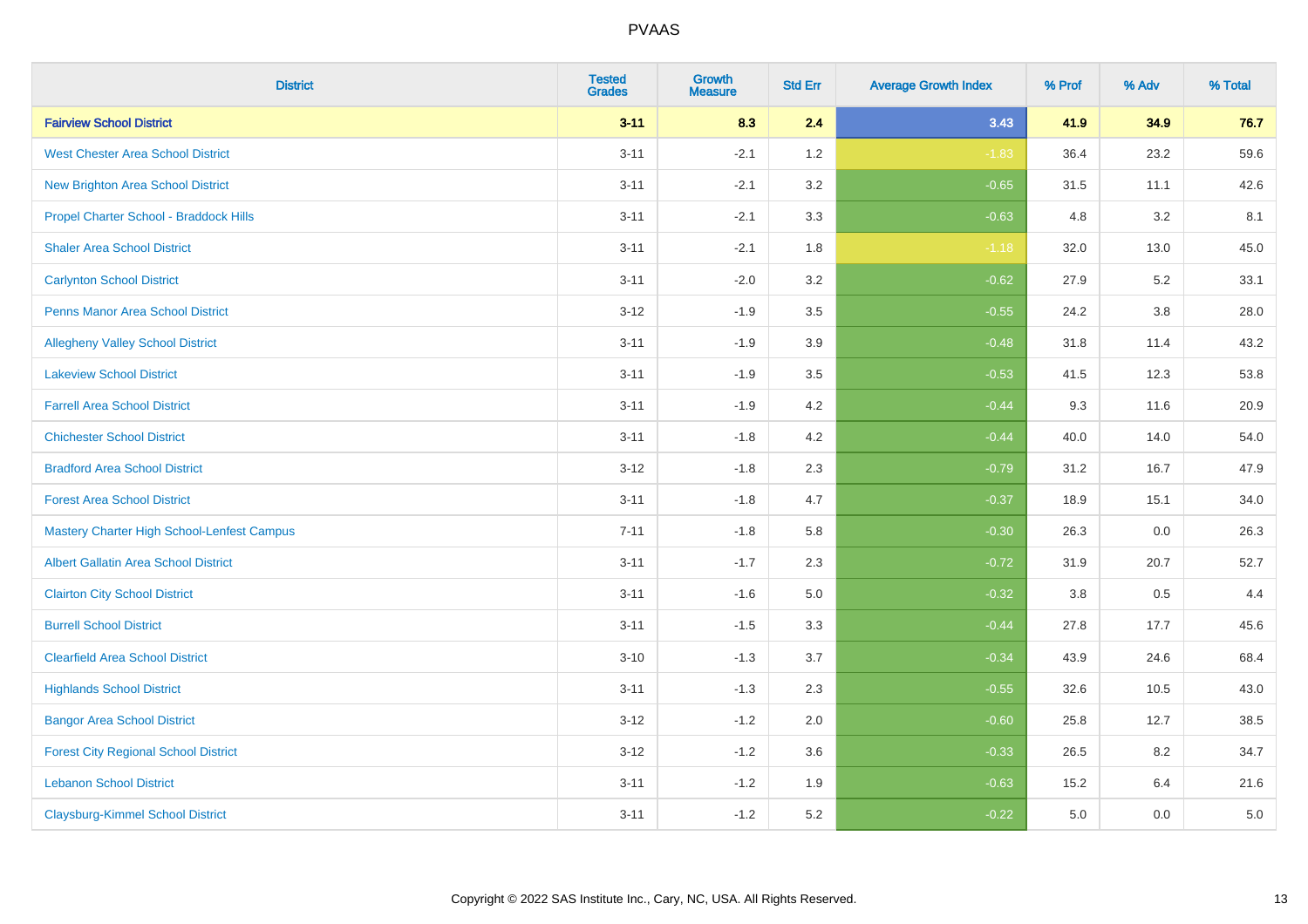| District | Tested Grades | Growth Measure | Std Err | Average Growth Index | % Prof | % Adv | % Total |
|---|---|---|---|---|---|---|---|
| **Fairview School District** | **3-11** | **8.3** | **2.4** | **3.43** | **41.9** | **34.9** | **76.7** |
| West Chester Area School District | 3-11 | -2.1 | 1.2 | -1.83 | 36.4 | 23.2 | 59.6 |
| New Brighton Area School District | 3-11 | -2.1 | 3.2 | -0.65 | 31.5 | 11.1 | 42.6 |
| Propel Charter School - Braddock Hills | 3-11 | -2.1 | 3.3 | -0.63 | 4.8 | 3.2 | 8.1 |
| Shaler Area School District | 3-11 | -2.1 | 1.8 | -1.18 | 32.0 | 13.0 | 45.0 |
| Carlynton School District | 3-11 | -2.0 | 3.2 | -0.62 | 27.9 | 5.2 | 33.1 |
| Penns Manor Area School District | 3-12 | -1.9 | 3.5 | -0.55 | 24.2 | 3.8 | 28.0 |
| Allegheny Valley School District | 3-11 | -1.9 | 3.9 | -0.48 | 31.8 | 11.4 | 43.2 |
| Lakeview School District | 3-11 | -1.9 | 3.5 | -0.53 | 41.5 | 12.3 | 53.8 |
| Farrell Area School District | 3-11 | -1.9 | 4.2 | -0.44 | 9.3 | 11.6 | 20.9 |
| Chichester School District | 3-11 | -1.8 | 4.2 | -0.44 | 40.0 | 14.0 | 54.0 |
| Bradford Area School District | 3-12 | -1.8 | 2.3 | -0.79 | 31.2 | 16.7 | 47.9 |
| Forest Area School District | 3-11 | -1.8 | 4.7 | -0.37 | 18.9 | 15.1 | 34.0 |
| Mastery Charter High School-Lenfest Campus | 7-11 | -1.8 | 5.8 | -0.30 | 26.3 | 0.0 | 26.3 |
| Albert Gallatin Area School District | 3-11 | -1.7 | 2.3 | -0.72 | 31.9 | 20.7 | 52.7 |
| Clairton City School District | 3-11 | -1.6 | 5.0 | -0.32 | 3.8 | 0.5 | 4.4 |
| Burrell School District | 3-11 | -1.5 | 3.3 | -0.44 | 27.8 | 17.7 | 45.6 |
| Clearfield Area School District | 3-10 | -1.3 | 3.7 | -0.34 | 43.9 | 24.6 | 68.4 |
| Highlands School District | 3-11 | -1.3 | 2.3 | -0.55 | 32.6 | 10.5 | 43.0 |
| Bangor Area School District | 3-12 | -1.2 | 2.0 | -0.60 | 25.8 | 12.7 | 38.5 |
| Forest City Regional School District | 3-12 | -1.2 | 3.6 | -0.33 | 26.5 | 8.2 | 34.7 |
| Lebanon School District | 3-11 | -1.2 | 1.9 | -0.63 | 15.2 | 6.4 | 21.6 |
| Claysburg-Kimmel School District | 3-11 | -1.2 | 5.2 | -0.22 | 5.0 | 0.0 | 5.0 |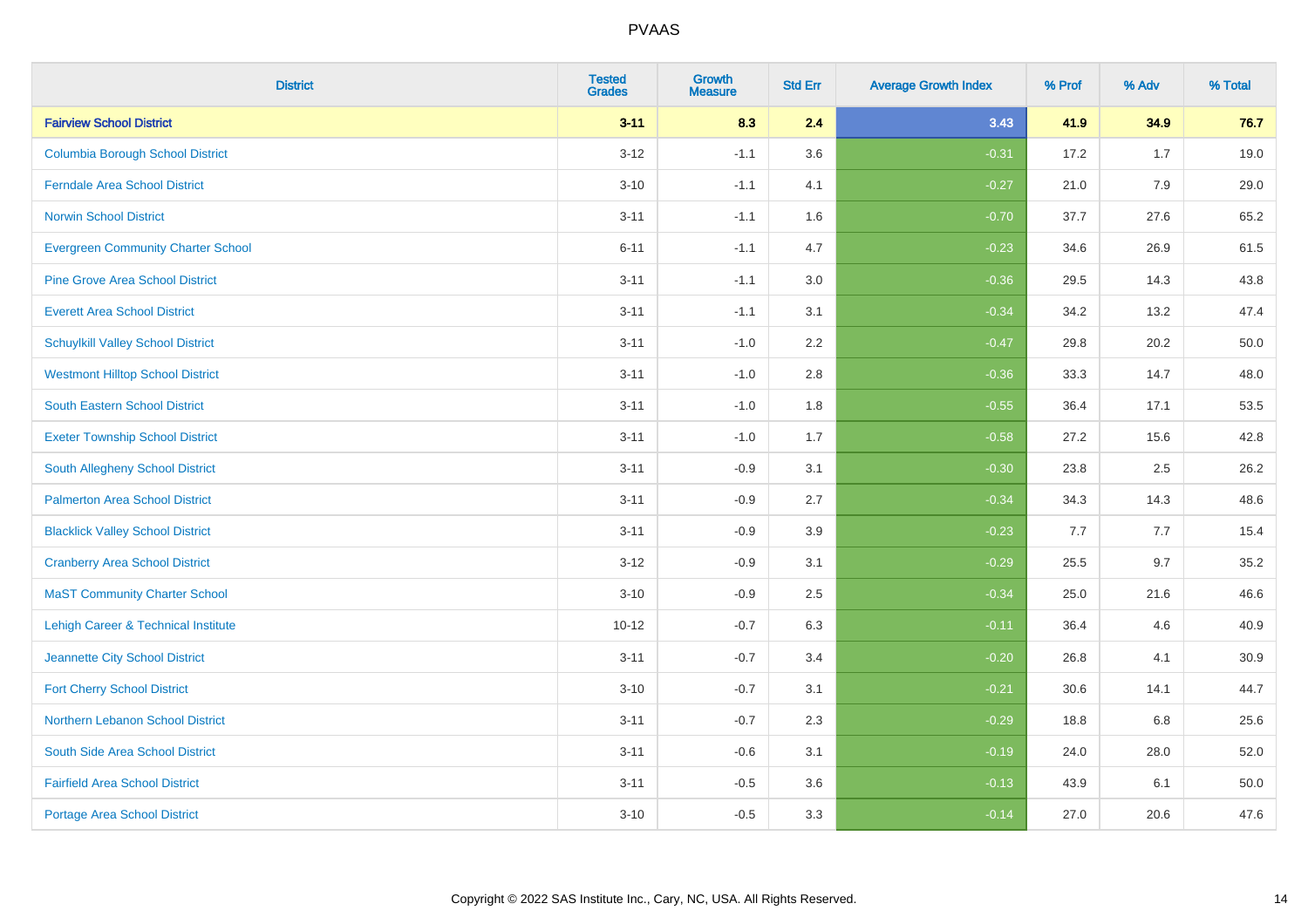# PVAAS

| District | Tested Grades | Growth Measure | Std Err | Average Growth Index | % Prof | % Adv | % Total |
|---|---|---|---|---|---|---|---|
| **Fairview School District** | **3-11** | **8.3** | **2.4** | **3.43** | **41.9** | **34.9** | **76.7** |
| Columbia Borough School District | 3-12 | -1.1 | 3.6 | -0.31 | 17.2 | 1.7 | 19.0 |
| Ferndale Area School District | 3-10 | -1.1 | 4.1 | -0.27 | 21.0 | 7.9 | 29.0 |
| Norwin School District | 3-11 | -1.1 | 1.6 | -0.70 | 37.7 | 27.6 | 65.2 |
| Evergreen Community Charter School | 6-11 | -1.1 | 4.7 | -0.23 | 34.6 | 26.9 | 61.5 |
| Pine Grove Area School District | 3-11 | -1.1 | 3.0 | -0.36 | 29.5 | 14.3 | 43.8 |
| Everett Area School District | 3-11 | -1.1 | 3.1 | -0.34 | 34.2 | 13.2 | 47.4 |
| Schuylkill Valley School District | 3-11 | -1.0 | 2.2 | -0.47 | 29.8 | 20.2 | 50.0 |
| Westmont Hilltop School District | 3-11 | -1.0 | 2.8 | -0.36 | 33.3 | 14.7 | 48.0 |
| South Eastern School District | 3-11 | -1.0 | 1.8 | -0.55 | 36.4 | 17.1 | 53.5 |
| Exeter Township School District | 3-11 | -1.0 | 1.7 | -0.58 | 27.2 | 15.6 | 42.8 |
| South Allegheny School District | 3-11 | -0.9 | 3.1 | -0.30 | 23.8 | 2.5 | 26.2 |
| Palmerton Area School District | 3-11 | -0.9 | 2.7 | -0.34 | 34.3 | 14.3 | 48.6 |
| Blacklick Valley School District | 3-11 | -0.9 | 3.9 | -0.23 | 7.7 | 7.7 | 15.4 |
| Cranberry Area School District | 3-12 | -0.9 | 3.1 | -0.29 | 25.5 | 9.7 | 35.2 |
| MaST Community Charter School | 3-10 | -0.9 | 2.5 | -0.34 | 25.0 | 21.6 | 46.6 |
| Lehigh Career & Technical Institute | 10-12 | -0.7 | 6.3 | -0.11 | 36.4 | 4.6 | 40.9 |
| Jeannette City School District | 3-11 | -0.7 | 3.4 | -0.20 | 26.8 | 4.1 | 30.9 |
| Fort Cherry School District | 3-10 | -0.7 | 3.1 | -0.21 | 30.6 | 14.1 | 44.7 |
| Northern Lebanon School District | 3-11 | -0.7 | 2.3 | -0.29 | 18.8 | 6.8 | 25.6 |
| South Side Area School District | 3-11 | -0.6 | 3.1 | -0.19 | 24.0 | 28.0 | 52.0 |
| Fairfield Area School District | 3-11 | -0.5 | 3.6 | -0.13 | 43.9 | 6.1 | 50.0 |
| Portage Area School District | 3-10 | -0.5 | 3.3 | -0.14 | 27.0 | 20.6 | 47.6 |

Copyright © 2022 SAS Institute Inc., Cary, NC, USA. All Rights Reserved.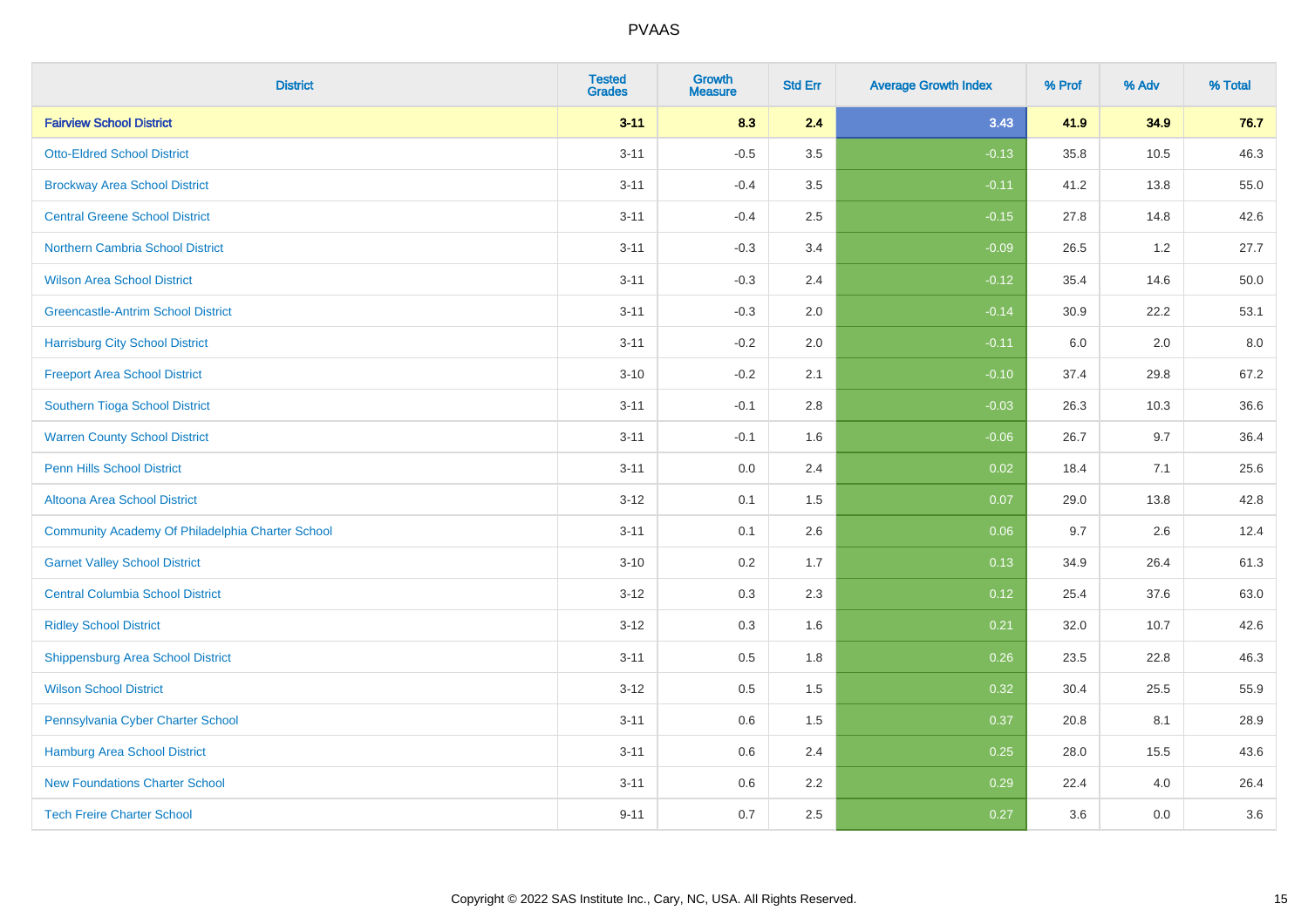# PVAAS

| District | Tested Grades | Growth Measure | Std Err | Average Growth Index | % Prof | % Adv | % Total |
|---|---|---|---|---|---|---|---|
| **Fairview School District** | **3-11** | **8.3** | **2.4** | **3.43** | **41.9** | **34.9** | **76.7** |
| Otto-Eldred School District | 3-11 | -0.5 | 3.5 | -0.13 | 35.8 | 10.5 | 46.3 |
| Brockway Area School District | 3-11 | -0.4 | 3.5 | -0.11 | 41.2 | 13.8 | 55.0 |
| Central Greene School District | 3-11 | -0.4 | 2.5 | -0.15 | 27.8 | 14.8 | 42.6 |
| Northern Cambria School District | 3-11 | -0.3 | 3.4 | -0.09 | 26.5 | 1.2 | 27.7 |
| Wilson Area School District | 3-11 | -0.3 | 2.4 | -0.12 | 35.4 | 14.6 | 50.0 |
| Greencastle-Antrim School District | 3-11 | -0.3 | 2.0 | -0.14 | 30.9 | 22.2 | 53.1 |
| Harrisburg City School District | 3-11 | -0.2 | 2.0 | -0.11 | 6.0 | 2.0 | 8.0 |
| Freeport Area School District | 3-10 | -0.2 | 2.1 | -0.10 | 37.4 | 29.8 | 67.2 |
| Southern Tioga School District | 3-11 | -0.1 | 2.8 | -0.03 | 26.3 | 10.3 | 36.6 |
| Warren County School District | 3-11 | -0.1 | 1.6 | -0.06 | 26.7 | 9.7 | 36.4 |
| Penn Hills School District | 3-11 | 0.0 | 2.4 | 0.02 | 18.4 | 7.1 | 25.6 |
| Altoona Area School District | 3-12 | 0.1 | 1.5 | 0.07 | 29.0 | 13.8 | 42.8 |
| Community Academy Of Philadelphia Charter School | 3-11 | 0.1 | 2.6 | 0.06 | 9.7 | 2.6 | 12.4 |
| Garnet Valley School District | 3-10 | 0.2 | 1.7 | 0.13 | 34.9 | 26.4 | 61.3 |
| Central Columbia School District | 3-12 | 0.3 | 2.3 | 0.12 | 25.4 | 37.6 | 63.0 |
| Ridley School District | 3-12 | 0.3 | 1.6 | 0.21 | 32.0 | 10.7 | 42.6 |
| Shippensburg Area School District | 3-11 | 0.5 | 1.8 | 0.26 | 23.5 | 22.8 | 46.3 |
| Wilson School District | 3-12 | 0.5 | 1.5 | 0.32 | 30.4 | 25.5 | 55.9 |
| Pennsylvania Cyber Charter School | 3-11 | 0.6 | 1.5 | 0.37 | 20.8 | 8.1 | 28.9 |
| Hamburg Area School District | 3-11 | 0.6 | 2.4 | 0.25 | 28.0 | 15.5 | 43.6 |
| New Foundations Charter School | 3-11 | 0.6 | 2.2 | 0.29 | 22.4 | 4.0 | 26.4 |
| Tech Freire Charter School | 9-11 | 0.7 | 2.5 | 0.27 | 3.6 | 0.0 | 3.6 |

Copyright © 2022 SAS Institute Inc., Cary, NC, USA. All Rights Reserved.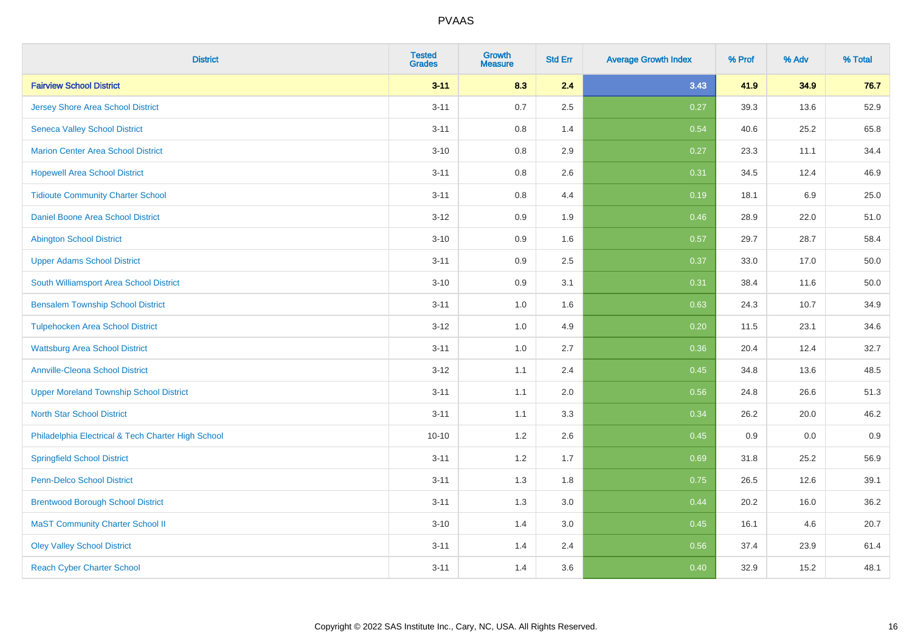# PVAAS

| District | Tested Grades | Growth Measure | Std Err | Average Growth Index | % Prof | % Adv | % Total |
|---|---|---|---|---|---|---|---|
| **Fairview School District** | **3-11** | **8.3** | **2.4** | **3.43** | **41.9** | **34.9** | **76.7** |
| Jersey Shore Area School District | 3-11 | 0.7 | 2.5 | 0.27 | 39.3 | 13.6 | 52.9 |
| Seneca Valley School District | 3-11 | 0.8 | 1.4 | 0.54 | 40.6 | 25.2 | 65.8 |
| Marion Center Area School District | 3-10 | 0.8 | 2.9 | 0.27 | 23.3 | 11.1 | 34.4 |
| Hopewell Area School District | 3-11 | 0.8 | 2.6 | 0.31 | 34.5 | 12.4 | 46.9 |
| Tidioute Community Charter School | 3-11 | 0.8 | 4.4 | 0.19 | 18.1 | 6.9 | 25.0 |
| Daniel Boone Area School District | 3-12 | 0.9 | 1.9 | 0.46 | 28.9 | 22.0 | 51.0 |
| Abington School District | 3-10 | 0.9 | 1.6 | 0.57 | 29.7 | 28.7 | 58.4 |
| Upper Adams School District | 3-11 | 0.9 | 2.5 | 0.37 | 33.0 | 17.0 | 50.0 |
| South Williamsport Area School District | 3-10 | 0.9 | 3.1 | 0.31 | 38.4 | 11.6 | 50.0 |
| Bensalem Township School District | 3-11 | 1.0 | 1.6 | 0.63 | 24.3 | 10.7 | 34.9 |
| Tulpehocken Area School District | 3-12 | 1.0 | 4.9 | 0.20 | 11.5 | 23.1 | 34.6 |
| Wattsburg Area School District | 3-11 | 1.0 | 2.7 | 0.36 | 20.4 | 12.4 | 32.7 |
| Annville-Cleona School District | 3-12 | 1.1 | 2.4 | 0.45 | 34.8 | 13.6 | 48.5 |
| Upper Moreland Township School District | 3-11 | 1.1 | 2.0 | 0.56 | 24.8 | 26.6 | 51.3 |
| North Star School District | 3-11 | 1.1 | 3.3 | 0.34 | 26.2 | 20.0 | 46.2 |
| Philadelphia Electrical & Tech Charter High School | 10-10 | 1.2 | 2.6 | 0.45 | 0.9 | 0.0 | 0.9 |
| Springfield School District | 3-11 | 1.2 | 1.7 | 0.69 | 31.8 | 25.2 | 56.9 |
| Penn-Delco School District | 3-11 | 1.3 | 1.8 | 0.75 | 26.5 | 12.6 | 39.1 |
| Brentwood Borough School District | 3-11 | 1.3 | 3.0 | 0.44 | 20.2 | 16.0 | 36.2 |
| MaST Community Charter School II | 3-10 | 1.4 | 3.0 | 0.45 | 16.1 | 4.6 | 20.7 |
| Oley Valley School District | 3-11 | 1.4 | 2.4 | 0.56 | 37.4 | 23.9 | 61.4 |
| Reach Cyber Charter School | 3-11 | 1.4 | 3.6 | 0.40 | 32.9 | 15.2 | 48.1 |

Copyright © 2022 SAS Institute Inc., Cary, NC, USA. All Rights Reserved.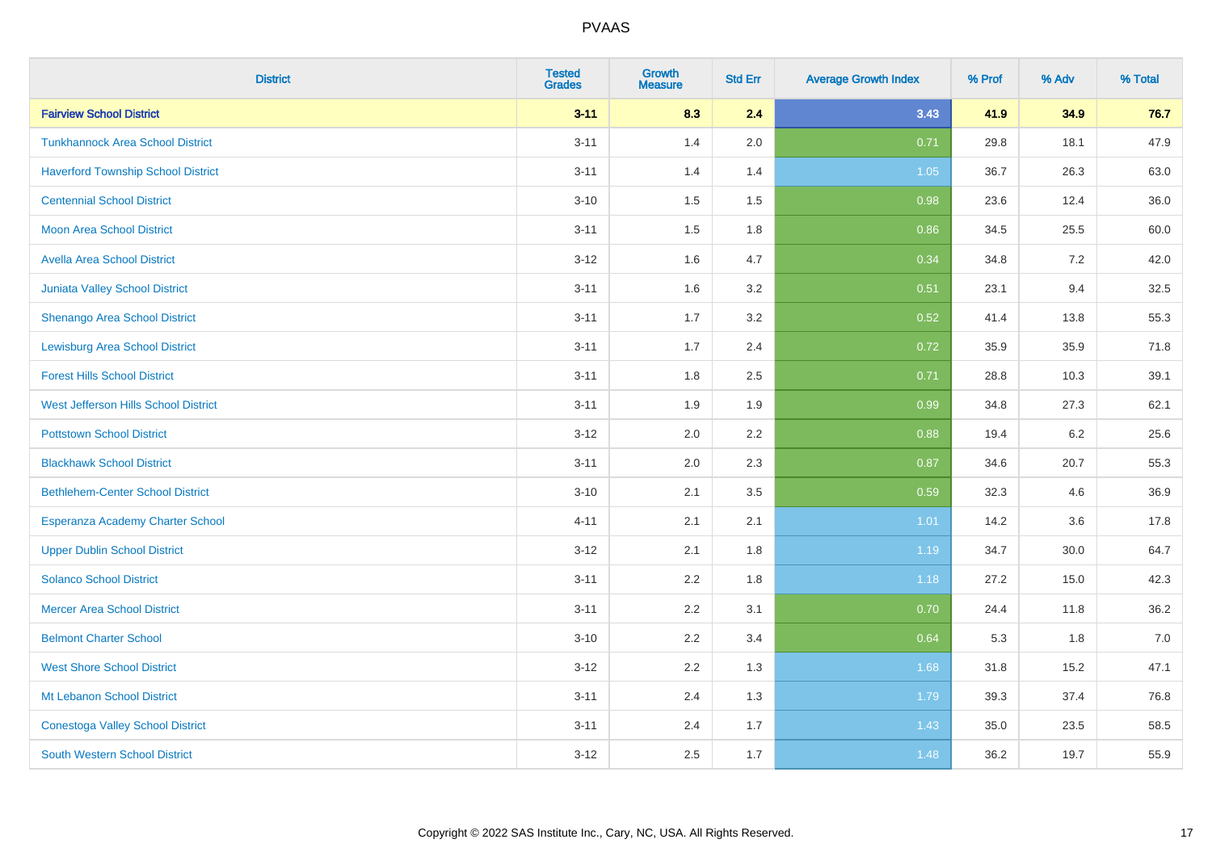# PVAAS

| District | Tested Grades | Growth Measure | Std Err | Average Growth Index | % Prof | % Adv | % Total |
|---|---|---|---|---|---|---|---|
| **Fairview School District** | **3-11** | **8.3** | **2.4** | **3.43** | **41.9** | **34.9** | **76.7** |
| Tunkhannock Area School District | 3-11 | 1.4 | 2.0 | 0.71 | 29.8 | 18.1 | 47.9 |
| Haverford Township School District | 3-11 | 1.4 | 1.4 | 1.05 | 36.7 | 26.3 | 63.0 |
| Centennial School District | 3-10 | 1.5 | 1.5 | 0.98 | 23.6 | 12.4 | 36.0 |
| Moon Area School District | 3-11 | 1.5 | 1.8 | 0.86 | 34.5 | 25.5 | 60.0 |
| Avella Area School District | 3-12 | 1.6 | 4.7 | 0.34 | 34.8 | 7.2 | 42.0 |
| Juniata Valley School District | 3-11 | 1.6 | 3.2 | 0.51 | 23.1 | 9.4 | 32.5 |
| Shenango Area School District | 3-11 | 1.7 | 3.2 | 0.52 | 41.4 | 13.8 | 55.3 |
| Lewisburg Area School District | 3-11 | 1.7 | 2.4 | 0.72 | 35.9 | 35.9 | 71.8 |
| Forest Hills School District | 3-11 | 1.8 | 2.5 | 0.71 | 28.8 | 10.3 | 39.1 |
| West Jefferson Hills School District | 3-11 | 1.9 | 1.9 | 0.99 | 34.8 | 27.3 | 62.1 |
| Pottstown School District | 3-12 | 2.0 | 2.2 | 0.88 | 19.4 | 6.2 | 25.6 |
| Blackhawk School District | 3-11 | 2.0 | 2.3 | 0.87 | 34.6 | 20.7 | 55.3 |
| Bethlehem-Center School District | 3-10 | 2.1 | 3.5 | 0.59 | 32.3 | 4.6 | 36.9 |
| Esperanza Academy Charter School | 4-11 | 2.1 | 2.1 | 1.01 | 14.2 | 3.6 | 17.8 |
| Upper Dublin School District | 3-12 | 2.1 | 1.8 | 1.19 | 34.7 | 30.0 | 64.7 |
| Solanco School District | 3-11 | 2.2 | 1.8 | 1.18 | 27.2 | 15.0 | 42.3 |
| Mercer Area School District | 3-11 | 2.2 | 3.1 | 0.70 | 24.4 | 11.8 | 36.2 |
| Belmont Charter School | 3-10 | 2.2 | 3.4 | 0.64 | 5.3 | 1.8 | 7.0 |
| West Shore School District | 3-12 | 2.2 | 1.3 | 1.68 | 31.8 | 15.2 | 47.1 |
| Mt Lebanon School District | 3-11 | 2.4 | 1.3 | 1.79 | 39.3 | 37.4 | 76.8 |
| Conestoga Valley School District | 3-11 | 2.4 | 1.7 | 1.43 | 35.0 | 23.5 | 58.5 |
| South Western School District | 3-12 | 2.5 | 1.7 | 1.48 | 36.2 | 19.7 | 55.9 |

Copyright © 2022 SAS Institute Inc., Cary, NC, USA. All Rights Reserved.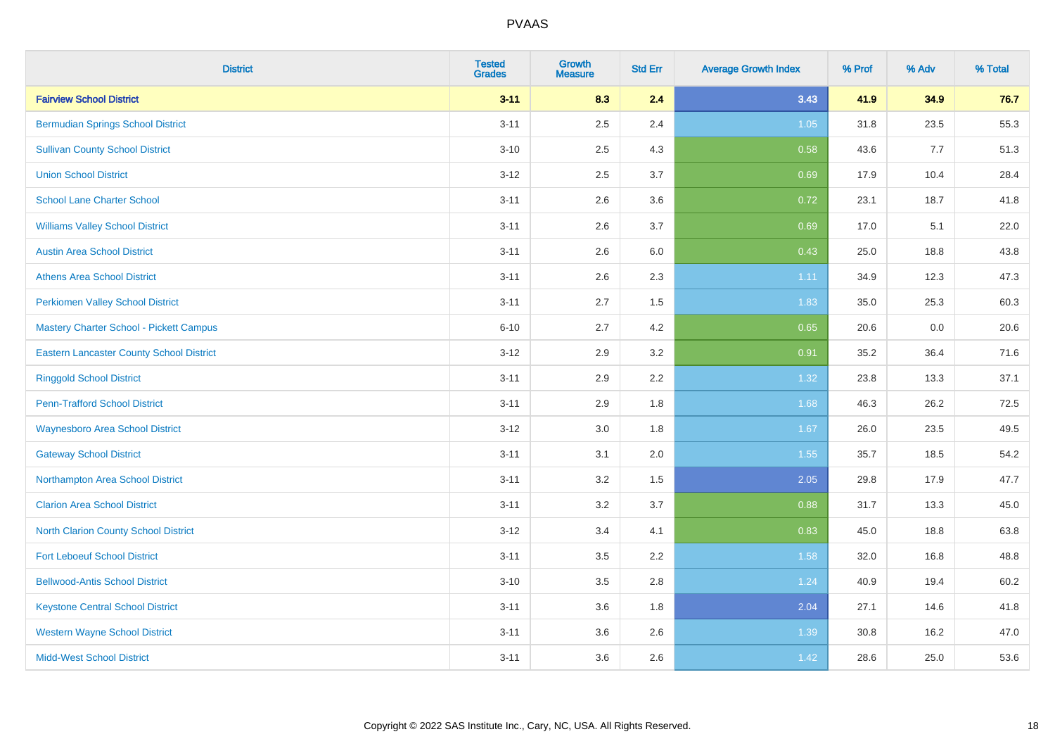# PVAAS

| District | Tested Grades | Growth Measure | Std Err | Average Growth Index | % Prof | % Adv | % Total |
|---|---|---|---|---|---|---|---|
| **Fairview School District** | **3-11** | **8.3** | **2.4** | **3.43** | **41.9** | **34.9** | **76.7** |
| Bermudian Springs School District | 3-11 | 2.5 | 2.4 | 1.05 | 31.8 | 23.5 | 55.3 |
| Sullivan County School District | 3-10 | 2.5 | 4.3 | 0.58 | 43.6 | 7.7 | 51.3 |
| Union School District | 3-12 | 2.5 | 3.7 | 0.69 | 17.9 | 10.4 | 28.4 |
| School Lane Charter School | 3-11 | 2.6 | 3.6 | 0.72 | 23.1 | 18.7 | 41.8 |
| Williams Valley School District | 3-11 | 2.6 | 3.7 | 0.69 | 17.0 | 5.1 | 22.0 |
| Austin Area School District | 3-11 | 2.6 | 6.0 | 0.43 | 25.0 | 18.8 | 43.8 |
| Athens Area School District | 3-11 | 2.6 | 2.3 | 1.11 | 34.9 | 12.3 | 47.3 |
| Perkiomen Valley School District | 3-11 | 2.7 | 1.5 | 1.83 | 35.0 | 25.3 | 60.3 |
| Mastery Charter School - Pickett Campus | 6-10 | 2.7 | 4.2 | 0.65 | 20.6 | 0.0 | 20.6 |
| Eastern Lancaster County School District | 3-12 | 2.9 | 3.2 | 0.91 | 35.2 | 36.4 | 71.6 |
| Ringgold School District | 3-11 | 2.9 | 2.2 | 1.32 | 23.8 | 13.3 | 37.1 |
| Penn-Trafford School District | 3-11 | 2.9 | 1.8 | 1.68 | 46.3 | 26.2 | 72.5 |
| Waynesboro Area School District | 3-12 | 3.0 | 1.8 | 1.67 | 26.0 | 23.5 | 49.5 |
| Gateway School District | 3-11 | 3.1 | 2.0 | 1.55 | 35.7 | 18.5 | 54.2 |
| Northampton Area School District | 3-11 | 3.2 | 1.5 | 2.05 | 29.8 | 17.9 | 47.7 |
| Clarion Area School District | 3-11 | 3.2 | 3.7 | 0.88 | 31.7 | 13.3 | 45.0 |
| North Clarion County School District | 3-12 | 3.4 | 4.1 | 0.83 | 45.0 | 18.8 | 63.8 |
| Fort Leboeuf School District | 3-11 | 3.5 | 2.2 | 1.58 | 32.0 | 16.8 | 48.8 |
| Bellwood-Antis School District | 3-10 | 3.5 | 2.8 | 1.24 | 40.9 | 19.4 | 60.2 |
| Keystone Central School District | 3-11 | 3.6 | 1.8 | 2.04 | 27.1 | 14.6 | 41.8 |
| Western Wayne School District | 3-11 | 3.6 | 2.6 | 1.39 | 30.8 | 16.2 | 47.0 |
| Midd-West School District | 3-11 | 3.6 | 2.6 | 1.42 | 28.6 | 25.0 | 53.6 |

Copyright © 2022 SAS Institute Inc., Cary, NC, USA. All Rights Reserved.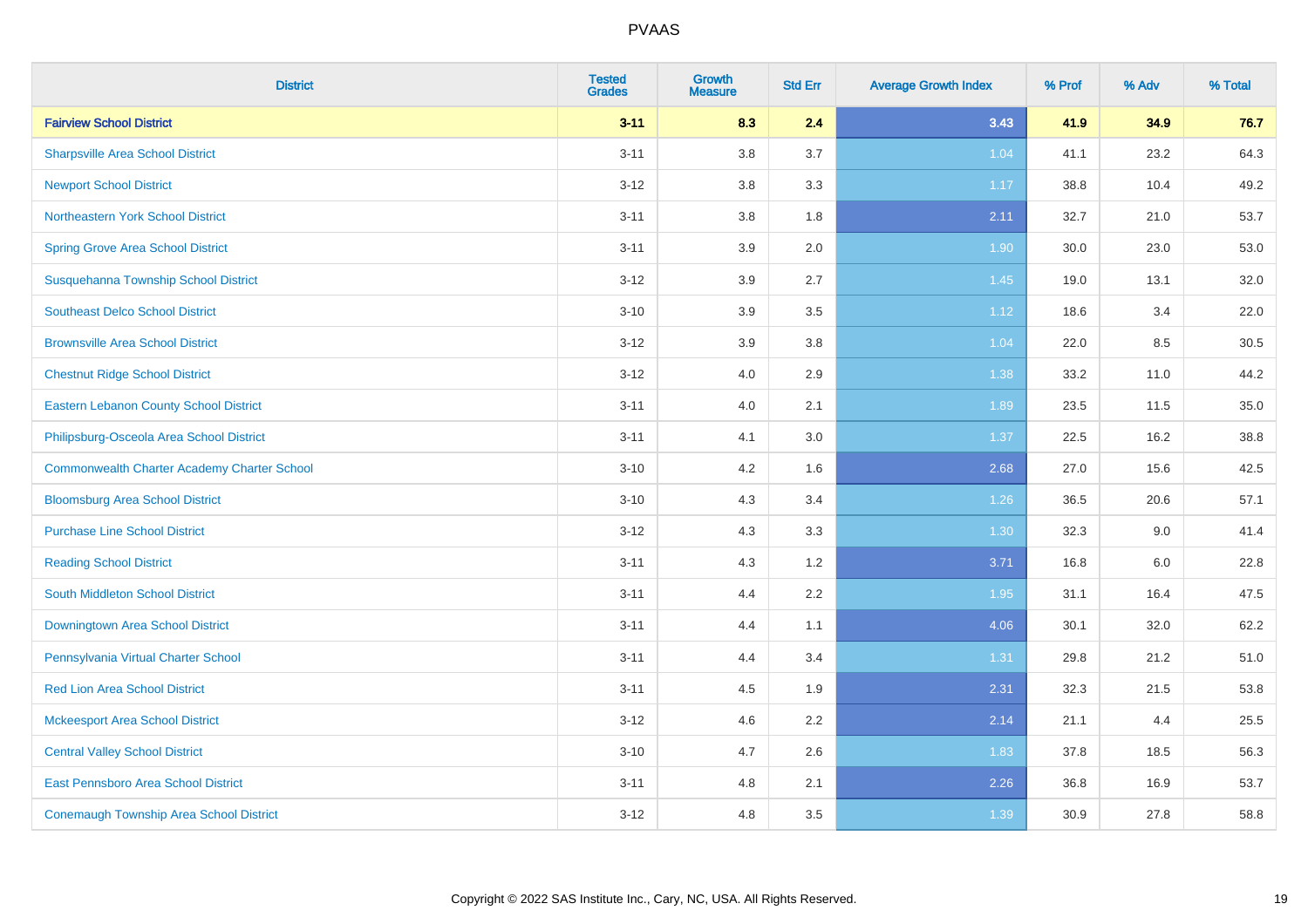# PVAAS

| District | Tested Grades | Growth Measure | Std Err | Average Growth Index | % Prof | % Adv | % Total |
|---|---|---|---|---|---|---|---|
| **Fairview School District** | **3-11** | **8.3** | **2.4** | **3.43** | **41.9** | **34.9** | **76.7** |
| Sharpsville Area School District | 3-11 | 3.8 | 3.7 | 1.04 | 41.1 | 23.2 | 64.3 |
| Newport School District | 3-12 | 3.8 | 3.3 | 1.17 | 38.8 | 10.4 | 49.2 |
| Northeastern York School District | 3-11 | 3.8 | 1.8 | 2.11 | 32.7 | 21.0 | 53.7 |
| Spring Grove Area School District | 3-11 | 3.9 | 2.0 | 1.90 | 30.0 | 23.0 | 53.0 |
| Susquehanna Township School District | 3-12 | 3.9 | 2.7 | 1.45 | 19.0 | 13.1 | 32.0 |
| Southeast Delco School District | 3-10 | 3.9 | 3.5 | 1.12 | 18.6 | 3.4 | 22.0 |
| Brownsville Area School District | 3-12 | 3.9 | 3.8 | 1.04 | 22.0 | 8.5 | 30.5 |
| Chestnut Ridge School District | 3-12 | 4.0 | 2.9 | 1.38 | 33.2 | 11.0 | 44.2 |
| Eastern Lebanon County School District | 3-11 | 4.0 | 2.1 | 1.89 | 23.5 | 11.5 | 35.0 |
| Philipsburg-Osceola Area School District | 3-11 | 4.1 | 3.0 | 1.37 | 22.5 | 16.2 | 38.8 |
| Commonwealth Charter Academy Charter School | 3-10 | 4.2 | 1.6 | 2.68 | 27.0 | 15.6 | 42.5 |
| Bloomsburg Area School District | 3-10 | 4.3 | 3.4 | 1.26 | 36.5 | 20.6 | 57.1 |
| Purchase Line School District | 3-12 | 4.3 | 3.3 | 1.30 | 32.3 | 9.0 | 41.4 |
| Reading School District | 3-11 | 4.3 | 1.2 | 3.71 | 16.8 | 6.0 | 22.8 |
| South Middleton School District | 3-11 | 4.4 | 2.2 | 1.95 | 31.1 | 16.4 | 47.5 |
| Downingtown Area School District | 3-11 | 4.4 | 1.1 | 4.06 | 30.1 | 32.0 | 62.2 |
| Pennsylvania Virtual Charter School | 3-11 | 4.4 | 3.4 | 1.31 | 29.8 | 21.2 | 51.0 |
| Red Lion Area School District | 3-11 | 4.5 | 1.9 | 2.31 | 32.3 | 21.5 | 53.8 |
| Mckeesport Area School District | 3-12 | 4.6 | 2.2 | 2.14 | 21.1 | 4.4 | 25.5 |
| Central Valley School District | 3-10 | 4.7 | 2.6 | 1.83 | 37.8 | 18.5 | 56.3 |
| East Pennsboro Area School District | 3-11 | 4.8 | 2.1 | 2.26 | 36.8 | 16.9 | 53.7 |
| Conemaugh Township Area School District | 3-12 | 4.8 | 3.5 | 1.39 | 30.9 | 27.8 | 58.8 |

Copyright © 2022 SAS Institute Inc., Cary, NC, USA. All Rights Reserved.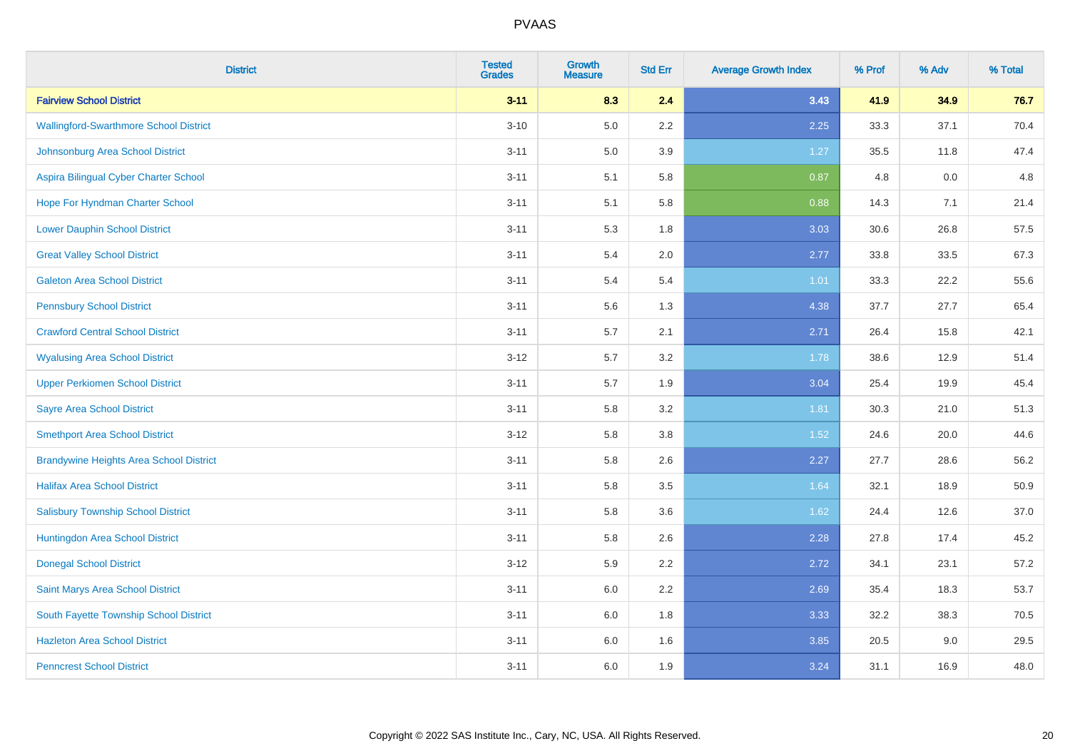# PVAAS

| District | Tested Grades | Growth Measure | Std Err | Average Growth Index | % Prof | % Adv | % Total |
|---|---|---|---|---|---|---|---|
| **Fairview School District** | **3-11** | **8.3** | **2.4** | **3.43** | **41.9** | **34.9** | **76.7** |
| Wallingford-Swarthmore School District | 3-10 | 5.0 | 2.2 | 2.25 | 33.3 | 37.1 | 70.4 |
| Johnsonburg Area School District | 3-11 | 5.0 | 3.9 | 1.27 | 35.5 | 11.8 | 47.4 |
| Aspira Bilingual Cyber Charter School | 3-11 | 5.1 | 5.8 | 0.87 | 4.8 | 0.0 | 4.8 |
| Hope For Hyndman Charter School | 3-11 | 5.1 | 5.8 | 0.88 | 14.3 | 7.1 | 21.4 |
| Lower Dauphin School District | 3-11 | 5.3 | 1.8 | 3.03 | 30.6 | 26.8 | 57.5 |
| Great Valley School District | 3-11 | 5.4 | 2.0 | 2.77 | 33.8 | 33.5 | 67.3 |
| Galeton Area School District | 3-11 | 5.4 | 5.4 | 1.01 | 33.3 | 22.2 | 55.6 |
| Pennsbury School District | 3-11 | 5.6 | 1.3 | 4.38 | 37.7 | 27.7 | 65.4 |
| Crawford Central School District | 3-11 | 5.7 | 2.1 | 2.71 | 26.4 | 15.8 | 42.1 |
| Wyalusing Area School District | 3-12 | 5.7 | 3.2 | 1.78 | 38.6 | 12.9 | 51.4 |
| Upper Perkiomen School District | 3-11 | 5.7 | 1.9 | 3.04 | 25.4 | 19.9 | 45.4 |
| Sayre Area School District | 3-11 | 5.8 | 3.2 | 1.81 | 30.3 | 21.0 | 51.3 |
| Smethport Area School District | 3-12 | 5.8 | 3.8 | 1.52 | 24.6 | 20.0 | 44.6 |
| Brandywine Heights Area School District | 3-11 | 5.8 | 2.6 | 2.27 | 27.7 | 28.6 | 56.2 |
| Halifax Area School District | 3-11 | 5.8 | 3.5 | 1.64 | 32.1 | 18.9 | 50.9 |
| Salisbury Township School District | 3-11 | 5.8 | 3.6 | 1.62 | 24.4 | 12.6 | 37.0 |
| Huntingdon Area School District | 3-11 | 5.8 | 2.6 | 2.28 | 27.8 | 17.4 | 45.2 |
| Donegal School District | 3-12 | 5.9 | 2.2 | 2.72 | 34.1 | 23.1 | 57.2 |
| Saint Marys Area School District | 3-11 | 6.0 | 2.2 | 2.69 | 35.4 | 18.3 | 53.7 |
| South Fayette Township School District | 3-11 | 6.0 | 1.8 | 3.33 | 32.2 | 38.3 | 70.5 |
| Hazleton Area School District | 3-11 | 6.0 | 1.6 | 3.85 | 20.5 | 9.0 | 29.5 |
| Penncrest School District | 3-11 | 6.0 | 1.9 | 3.24 | 31.1 | 16.9 | 48.0 |

Copyright © 2022 SAS Institute Inc., Cary, NC, USA. All Rights Reserved.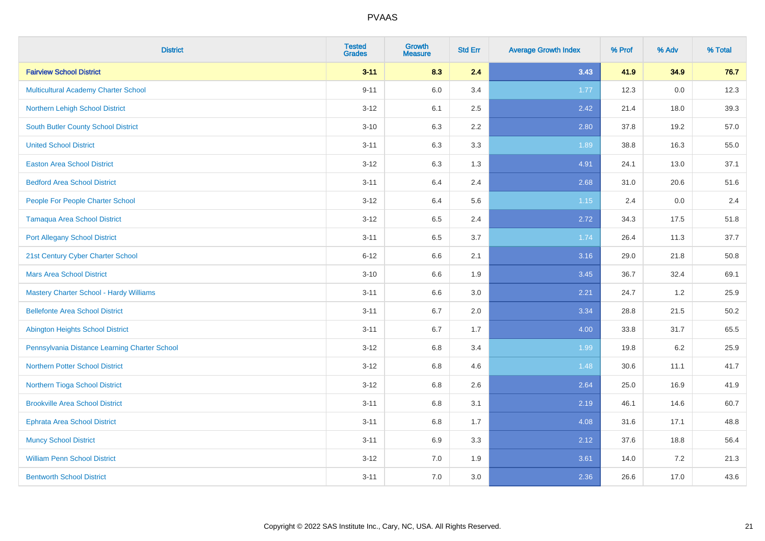# PVAAS

| District | Tested Grades | Growth Measure | Std Err | Average Growth Index | % Prof | % Adv | % Total |
|---|---|---|---|---|---|---|---|
| **Fairview School District** | **3-11** | **8.3** | **2.4** | **3.43** | **41.9** | **34.9** | **76.7** |
| Multicultural Academy Charter School | 9-11 | 6.0 | 3.4 | 1.77 | 12.3 | 0.0 | 12.3 |
| Northern Lehigh School District | 3-12 | 6.1 | 2.5 | 2.42 | 21.4 | 18.0 | 39.3 |
| South Butler County School District | 3-10 | 6.3 | 2.2 | 2.80 | 37.8 | 19.2 | 57.0 |
| United School District | 3-11 | 6.3 | 3.3 | 1.89 | 38.8 | 16.3 | 55.0 |
| Easton Area School District | 3-12 | 6.3 | 1.3 | 4.91 | 24.1 | 13.0 | 37.1 |
| Bedford Area School District | 3-11 | 6.4 | 2.4 | 2.68 | 31.0 | 20.6 | 51.6 |
| People For People Charter School | 3-12 | 6.4 | 5.6 | 1.15 | 2.4 | 0.0 | 2.4 |
| Tamaqua Area School District | 3-12 | 6.5 | 2.4 | 2.72 | 34.3 | 17.5 | 51.8 |
| Port Allegany School District | 3-11 | 6.5 | 3.7 | 1.74 | 26.4 | 11.3 | 37.7 |
| 21st Century Cyber Charter School | 6-12 | 6.6 | 2.1 | 3.16 | 29.0 | 21.8 | 50.8 |
| Mars Area School District | 3-10 | 6.6 | 1.9 | 3.45 | 36.7 | 32.4 | 69.1 |
| Mastery Charter School - Hardy Williams | 3-11 | 6.6 | 3.0 | 2.21 | 24.7 | 1.2 | 25.9 |
| Bellefonte Area School District | 3-11 | 6.7 | 2.0 | 3.34 | 28.8 | 21.5 | 50.2 |
| Abington Heights School District | 3-11 | 6.7 | 1.7 | 4.00 | 33.8 | 31.7 | 65.5 |
| Pennsylvania Distance Learning Charter School | 3-12 | 6.8 | 3.4 | 1.99 | 19.8 | 6.2 | 25.9 |
| Northern Potter School District | 3-12 | 6.8 | 4.6 | 1.48 | 30.6 | 11.1 | 41.7 |
| Northern Tioga School District | 3-12 | 6.8 | 2.6 | 2.64 | 25.0 | 16.9 | 41.9 |
| Brookville Area School District | 3-11 | 6.8 | 3.1 | 2.19 | 46.1 | 14.6 | 60.7 |
| Ephrata Area School District | 3-11 | 6.8 | 1.7 | 4.08 | 31.6 | 17.1 | 48.8 |
| Muncy School District | 3-11 | 6.9 | 3.3 | 2.12 | 37.6 | 18.8 | 56.4 |
| William Penn School District | 3-12 | 7.0 | 1.9 | 3.61 | 14.0 | 7.2 | 21.3 |
| Bentworth School District | 3-11 | 7.0 | 3.0 | 2.36 | 26.6 | 17.0 | 43.6 |

Copyright © 2022 SAS Institute Inc., Cary, NC, USA. All Rights Reserved.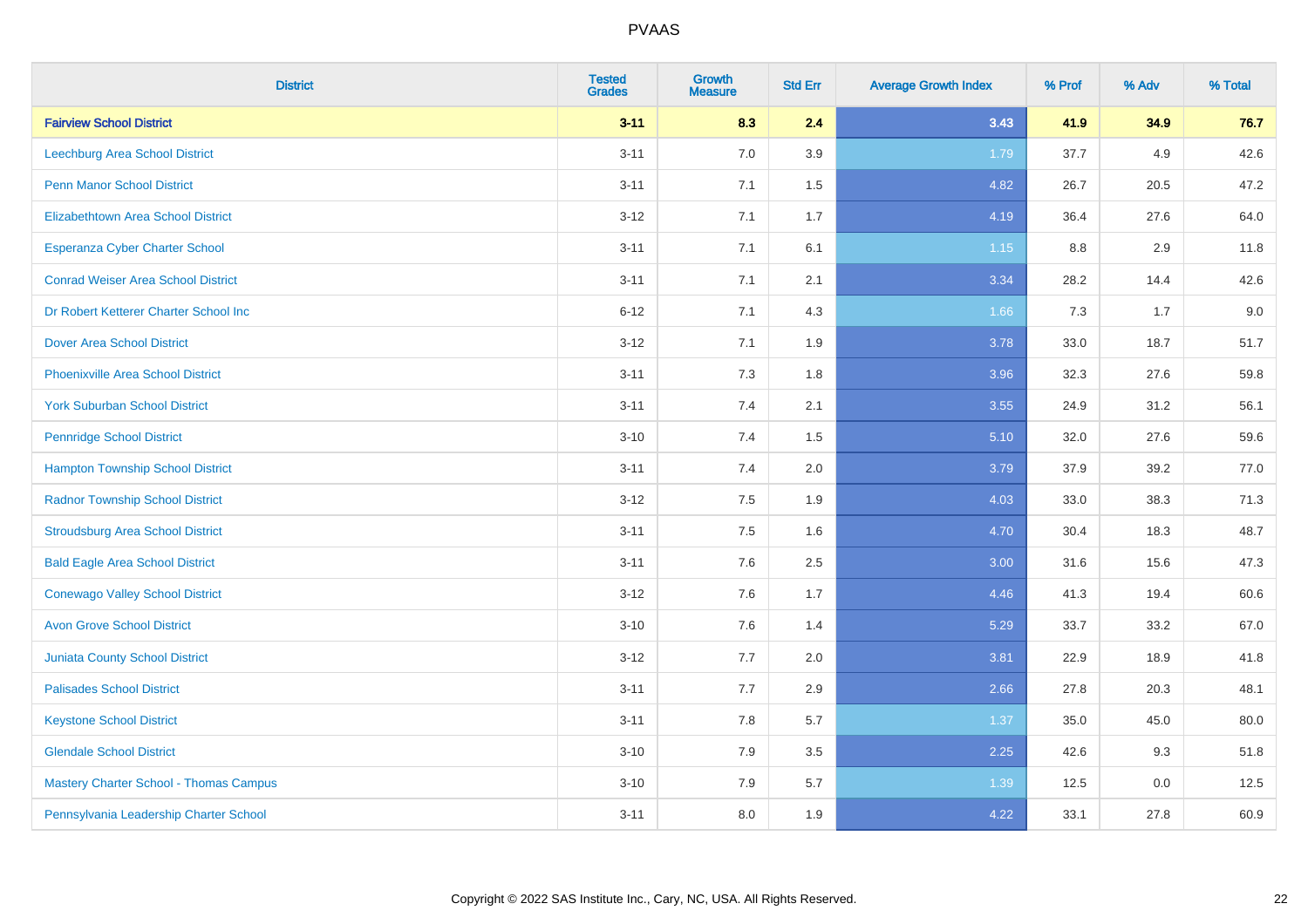| District | Tested Grades | Growth Measure | Std Err | Average Growth Index | % Prof | % Adv | % Total |
|---|---|---|---|---|---|---|---|
| **Fairview School District** | **3-11** | **8.3** | **2.4** | **3.43** | **41.9** | **34.9** | **76.7** |
| Leechburg Area School District | 3-11 | 7.0 | 3.9 | 1.79 | 37.7 | 4.9 | 42.6 |
| Penn Manor School District | 3-11 | 7.1 | 1.5 | 4.82 | 26.7 | 20.5 | 47.2 |
| Elizabethtown Area School District | 3-12 | 7.1 | 1.7 | 4.19 | 36.4 | 27.6 | 64.0 |
| Esperanza Cyber Charter School | 3-11 | 7.1 | 6.1 | 1.15 | 8.8 | 2.9 | 11.8 |
| Conrad Weiser Area School District | 3-11 | 7.1 | 2.1 | 3.34 | 28.2 | 14.4 | 42.6 |
| Dr Robert Ketterer Charter School Inc | 6-12 | 7.1 | 4.3 | 1.66 | 7.3 | 1.7 | 9.0 |
| Dover Area School District | 3-12 | 7.1 | 1.9 | 3.78 | 33.0 | 18.7 | 51.7 |
| Phoenixville Area School District | 3-11 | 7.3 | 1.8 | 3.96 | 32.3 | 27.6 | 59.8 |
| York Suburban School District | 3-11 | 7.4 | 2.1 | 3.55 | 24.9 | 31.2 | 56.1 |
| Pennridge School District | 3-10 | 7.4 | 1.5 | 5.10 | 32.0 | 27.6 | 59.6 |
| Hampton Township School District | 3-11 | 7.4 | 2.0 | 3.79 | 37.9 | 39.2 | 77.0 |
| Radnor Township School District | 3-12 | 7.5 | 1.9 | 4.03 | 33.0 | 38.3 | 71.3 |
| Stroudsburg Area School District | 3-11 | 7.5 | 1.6 | 4.70 | 30.4 | 18.3 | 48.7 |
| Bald Eagle Area School District | 3-11 | 7.6 | 2.5 | 3.00 | 31.6 | 15.6 | 47.3 |
| Conewago Valley School District | 3-12 | 7.6 | 1.7 | 4.46 | 41.3 | 19.4 | 60.6 |
| Avon Grove School District | 3-10 | 7.6 | 1.4 | 5.29 | 33.7 | 33.2 | 67.0 |
| Juniata County School District | 3-12 | 7.7 | 2.0 | 3.81 | 22.9 | 18.9 | 41.8 |
| Palisades School District | 3-11 | 7.7 | 2.9 | 2.66 | 27.8 | 20.3 | 48.1 |
| Keystone School District | 3-11 | 7.8 | 5.7 | 1.37 | 35.0 | 45.0 | 80.0 |
| Glendale School District | 3-10 | 7.9 | 3.5 | 2.25 | 42.6 | 9.3 | 51.8 |
| Mastery Charter School - Thomas Campus | 3-10 | 7.9 | 5.7 | 1.39 | 12.5 | 0.0 | 12.5 |
| Pennsylvania Leadership Charter School | 3-11 | 8.0 | 1.9 | 4.22 | 33.1 | 27.8 | 60.9 |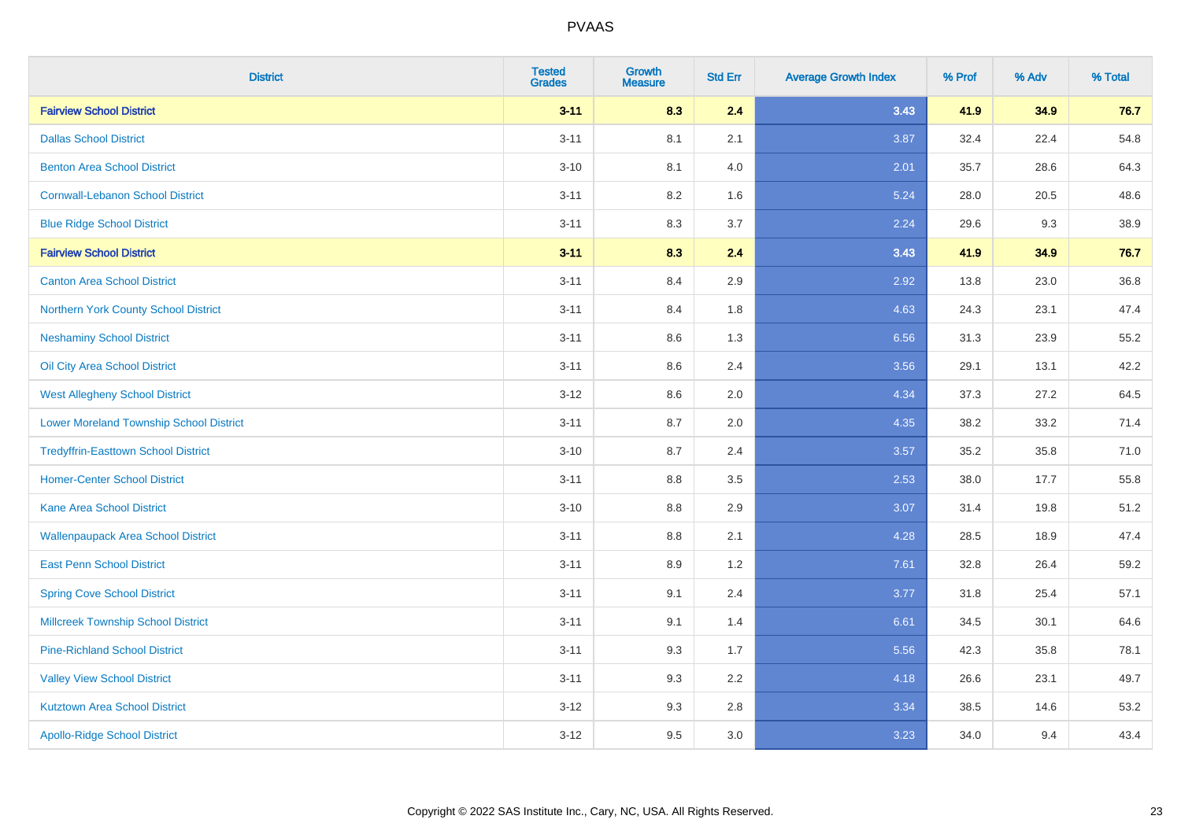PVAAS

| District | Tested Grades | Growth Measure | Std Err | Average Growth Index | % Prof | % Adv | % Total |
|---|---|---|---|---|---|---|---|
| **Fairview School District** | **3-11** | **8.3** | **2.4** | **3.43** | **41.9** | **34.9** | **76.7** |
| Dallas School District | 3-11 | 8.1 | 2.1 | 3.87 | 32.4 | 22.4 | 54.8 |
| Benton Area School District | 3-10 | 8.1 | 4.0 | 2.01 | 35.7 | 28.6 | 64.3 |
| Cornwall-Lebanon School District | 3-11 | 8.2 | 1.6 | 5.24 | 28.0 | 20.5 | 48.6 |
| Blue Ridge School District | 3-11 | 8.3 | 3.7 | 2.24 | 29.6 | 9.3 | 38.9 |
| **Fairview School District** | **3-11** | **8.3** | **2.4** | **3.43** | **41.9** | **34.9** | **76.7** |
| Canton Area School District | 3-11 | 8.4 | 2.9 | 2.92 | 13.8 | 23.0 | 36.8 |
| Northern York County School District | 3-11 | 8.4 | 1.8 | 4.63 | 24.3 | 23.1 | 47.4 |
| Neshaminy School District | 3-11 | 8.6 | 1.3 | 6.56 | 31.3 | 23.9 | 55.2 |
| Oil City Area School District | 3-11 | 8.6 | 2.4 | 3.56 | 29.1 | 13.1 | 42.2 |
| West Allegheny School District | 3-12 | 8.6 | 2.0 | 4.34 | 37.3 | 27.2 | 64.5 |
| Lower Moreland Township School District | 3-11 | 8.7 | 2.0 | 4.35 | 38.2 | 33.2 | 71.4 |
| Tredyffrin-Easttown School District | 3-10 | 8.7 | 2.4 | 3.57 | 35.2 | 35.8 | 71.0 |
| Homer-Center School District | 3-11 | 8.8 | 3.5 | 2.53 | 38.0 | 17.7 | 55.8 |
| Kane Area School District | 3-10 | 8.8 | 2.9 | 3.07 | 31.4 | 19.8 | 51.2 |
| Wallenpaupack Area School District | 3-11 | 8.8 | 2.1 | 4.28 | 28.5 | 18.9 | 47.4 |
| East Penn School District | 3-11 | 8.9 | 1.2 | 7.61 | 32.8 | 26.4 | 59.2 |
| Spring Cove School District | 3-11 | 9.1 | 2.4 | 3.77 | 31.8 | 25.4 | 57.1 |
| Millcreek Township School District | 3-11 | 9.1 | 1.4 | 6.61 | 34.5 | 30.1 | 64.6 |
| Pine-Richland School District | 3-11 | 9.3 | 1.7 | 5.56 | 42.3 | 35.8 | 78.1 |
| Valley View School District | 3-11 | 9.3 | 2.2 | 4.18 | 26.6 | 23.1 | 49.7 |
| Kutztown Area School District | 3-12 | 9.3 | 2.8 | 3.34 | 38.5 | 14.6 | 53.2 |
| Apollo-Ridge School District | 3-12 | 9.5 | 3.0 | 3.23 | 34.0 | 9.4 | 43.4 |

Copyright © 2022 SAS Institute Inc., Cary, NC, USA. All Rights Reserved.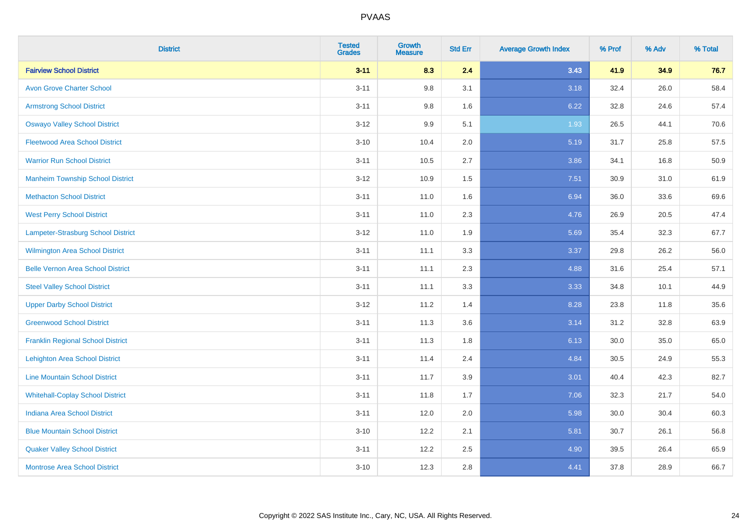PVAAS

| District | Tested Grades | Growth Measure | Std Err | Average Growth Index | % Prof | % Adv | % Total |
|---|---|---|---|---|---|---|---|
| **Fairview School District** | **3-11** | **8.3** | **2.4** | **3.43** | **41.9** | **34.9** | **76.7** |
| Avon Grove Charter School | 3-11 | 9.8 | 3.1 | 3.18 | 32.4 | 26.0 | 58.4 |
| Armstrong School District | 3-11 | 9.8 | 1.6 | 6.22 | 32.8 | 24.6 | 57.4 |
| Oswayo Valley School District | 3-12 | 9.9 | 5.1 | 1.93 | 26.5 | 44.1 | 70.6 |
| Fleetwood Area School District | 3-10 | 10.4 | 2.0 | 5.19 | 31.7 | 25.8 | 57.5 |
| Warrior Run School District | 3-11 | 10.5 | 2.7 | 3.86 | 34.1 | 16.8 | 50.9 |
| Manheim Township School District | 3-12 | 10.9 | 1.5 | 7.51 | 30.9 | 31.0 | 61.9 |
| Methacton School District | 3-11 | 11.0 | 1.6 | 6.94 | 36.0 | 33.6 | 69.6 |
| West Perry School District | 3-11 | 11.0 | 2.3 | 4.76 | 26.9 | 20.5 | 47.4 |
| Lampeter-Strasburg School District | 3-12 | 11.0 | 1.9 | 5.69 | 35.4 | 32.3 | 67.7 |
| Wilmington Area School District | 3-11 | 11.1 | 3.3 | 3.37 | 29.8 | 26.2 | 56.0 |
| Belle Vernon Area School District | 3-11 | 11.1 | 2.3 | 4.88 | 31.6 | 25.4 | 57.1 |
| Steel Valley School District | 3-11 | 11.1 | 3.3 | 3.33 | 34.8 | 10.1 | 44.9 |
| Upper Darby School District | 3-12 | 11.2 | 1.4 | 8.28 | 23.8 | 11.8 | 35.6 |
| Greenwood School District | 3-11 | 11.3 | 3.6 | 3.14 | 31.2 | 32.8 | 63.9 |
| Franklin Regional School District | 3-11 | 11.3 | 1.8 | 6.13 | 30.0 | 35.0 | 65.0 |
| Lehighton Area School District | 3-11 | 11.4 | 2.4 | 4.84 | 30.5 | 24.9 | 55.3 |
| Line Mountain School District | 3-11 | 11.7 | 3.9 | 3.01 | 40.4 | 42.3 | 82.7 |
| Whitehall-Coplay School District | 3-11 | 11.8 | 1.7 | 7.06 | 32.3 | 21.7 | 54.0 |
| Indiana Area School District | 3-11 | 12.0 | 2.0 | 5.98 | 30.0 | 30.4 | 60.3 |
| Blue Mountain School District | 3-10 | 12.2 | 2.1 | 5.81 | 30.7 | 26.1 | 56.8 |
| Quaker Valley School District | 3-11 | 12.2 | 2.5 | 4.90 | 39.5 | 26.4 | 65.9 |
| Montrose Area School District | 3-10 | 12.3 | 2.8 | 4.41 | 37.8 | 28.9 | 66.7 |

Copyright © 2022 SAS Institute Inc., Cary, NC, USA. All Rights Reserved.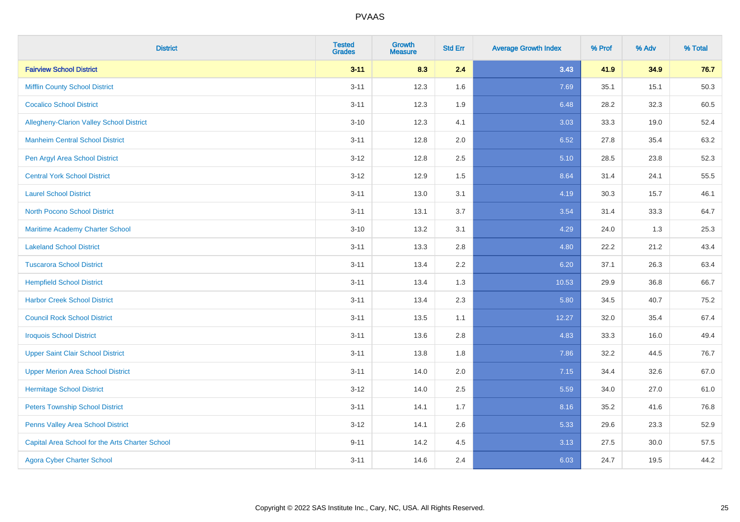# PVAAS

| District | Tested Grades | Growth Measure | Std Err | Average Growth Index | % Prof | % Adv | % Total |
|---|---|---|---|---|---|---|---|
| **Fairview School District** | **3-11** | **8.3** | **2.4** | **3.43** | **41.9** | **34.9** | **76.7** |
| Mifflin County School District | 3-11 | 12.3 | 1.6 | 7.69 | 35.1 | 15.1 | 50.3 |
| Cocalico School District | 3-11 | 12.3 | 1.9 | 6.48 | 28.2 | 32.3 | 60.5 |
| Allegheny-Clarion Valley School District | 3-10 | 12.3 | 4.1 | 3.03 | 33.3 | 19.0 | 52.4 |
| Manheim Central School District | 3-11 | 12.8 | 2.0 | 6.52 | 27.8 | 35.4 | 63.2 |
| Pen Argyl Area School District | 3-12 | 12.8 | 2.5 | 5.10 | 28.5 | 23.8 | 52.3 |
| Central York School District | 3-12 | 12.9 | 1.5 | 8.64 | 31.4 | 24.1 | 55.5 |
| Laurel School District | 3-11 | 13.0 | 3.1 | 4.19 | 30.3 | 15.7 | 46.1 |
| North Pocono School District | 3-11 | 13.1 | 3.7 | 3.54 | 31.4 | 33.3 | 64.7 |
| Maritime Academy Charter School | 3-10 | 13.2 | 3.1 | 4.29 | 24.0 | 1.3 | 25.3 |
| Lakeland School District | 3-11 | 13.3 | 2.8 | 4.80 | 22.2 | 21.2 | 43.4 |
| Tuscarora School District | 3-11 | 13.4 | 2.2 | 6.20 | 37.1 | 26.3 | 63.4 |
| Hempfield School District | 3-11 | 13.4 | 1.3 | 10.53 | 29.9 | 36.8 | 66.7 |
| Harbor Creek School District | 3-11 | 13.4 | 2.3 | 5.80 | 34.5 | 40.7 | 75.2 |
| Council Rock School District | 3-11 | 13.5 | 1.1 | 12.27 | 32.0 | 35.4 | 67.4 |
| Iroquois School District | 3-11 | 13.6 | 2.8 | 4.83 | 33.3 | 16.0 | 49.4 |
| Upper Saint Clair School District | 3-11 | 13.8 | 1.8 | 7.86 | 32.2 | 44.5 | 76.7 |
| Upper Merion Area School District | 3-11 | 14.0 | 2.0 | 7.15 | 34.4 | 32.6 | 67.0 |
| Hermitage School District | 3-12 | 14.0 | 2.5 | 5.59 | 34.0 | 27.0 | 61.0 |
| Peters Township School District | 3-11 | 14.1 | 1.7 | 8.16 | 35.2 | 41.6 | 76.8 |
| Penns Valley Area School District | 3-12 | 14.1 | 2.6 | 5.33 | 29.6 | 23.3 | 52.9 |
| Capital Area School for the Arts Charter School | 9-11 | 14.2 | 4.5 | 3.13 | 27.5 | 30.0 | 57.5 |
| Agora Cyber Charter School | 3-11 | 14.6 | 2.4 | 6.03 | 24.7 | 19.5 | 44.2 |

Copyright © 2022 SAS Institute Inc., Cary, NC, USA. All Rights Reserved.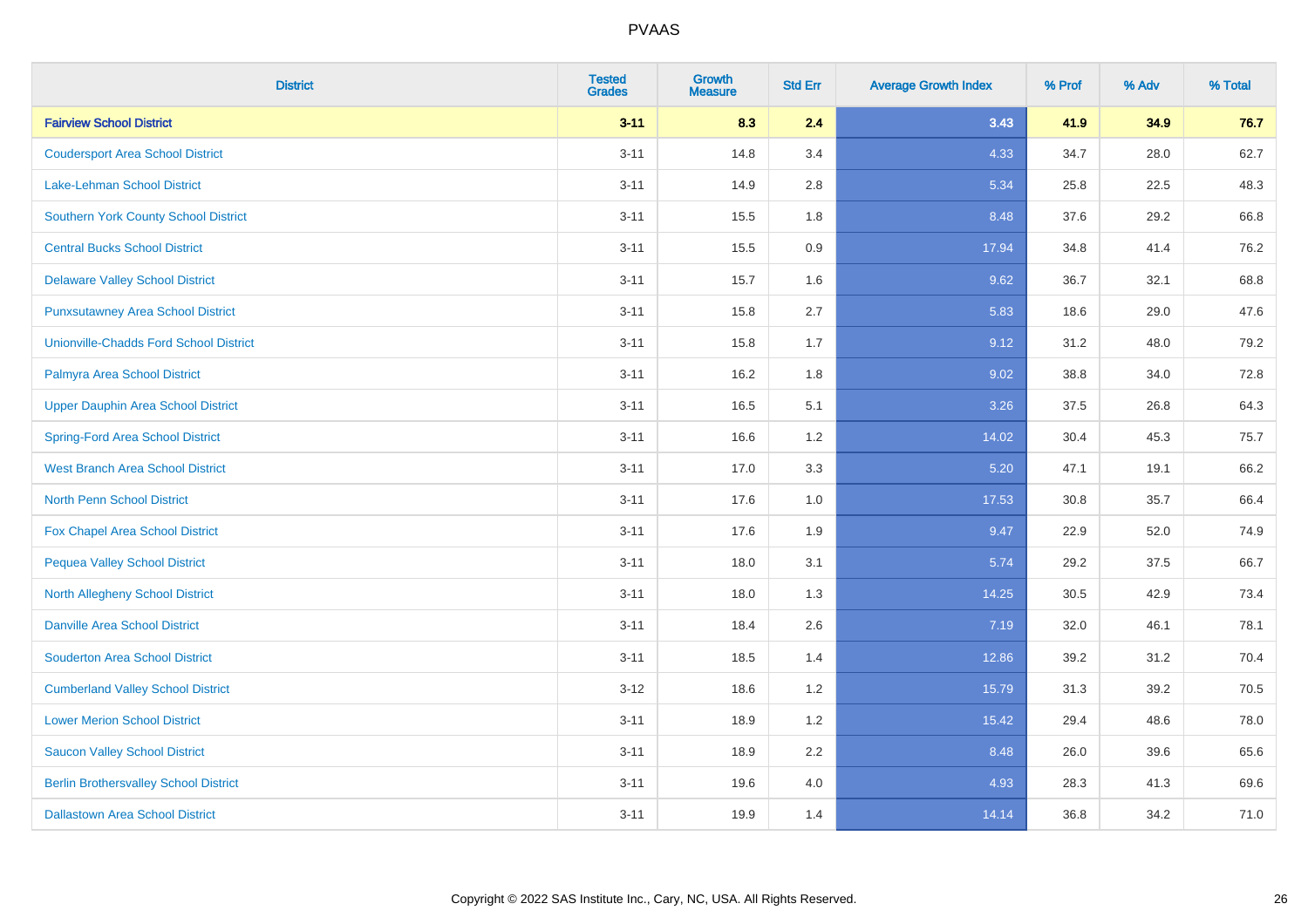# PVAAS

| District | Tested Grades | Growth Measure | Std Err | Average Growth Index | % Prof | % Adv | % Total |
|---|---|---|---|---|---|---|---|
| **Fairview School District** | **3-11** | **8.3** | **2.4** | **3.43** | **41.9** | **34.9** | **76.7** |
| Coudersport Area School District | 3-11 | 14.8 | 3.4 | 4.33 | 34.7 | 28.0 | 62.7 |
| Lake-Lehman School District | 3-11 | 14.9 | 2.8 | 5.34 | 25.8 | 22.5 | 48.3 |
| Southern York County School District | 3-11 | 15.5 | 1.8 | 8.48 | 37.6 | 29.2 | 66.8 |
| Central Bucks School District | 3-11 | 15.5 | 0.9 | 17.94 | 34.8 | 41.4 | 76.2 |
| Delaware Valley School District | 3-11 | 15.7 | 1.6 | 9.62 | 36.7 | 32.1 | 68.8 |
| Punxsutawney Area School District | 3-11 | 15.8 | 2.7 | 5.83 | 18.6 | 29.0 | 47.6 |
| Unionville-Chadds Ford School District | 3-11 | 15.8 | 1.7 | 9.12 | 31.2 | 48.0 | 79.2 |
| Palmyra Area School District | 3-11 | 16.2 | 1.8 | 9.02 | 38.8 | 34.0 | 72.8 |
| Upper Dauphin Area School District | 3-11 | 16.5 | 5.1 | 3.26 | 37.5 | 26.8 | 64.3 |
| Spring-Ford Area School District | 3-11 | 16.6 | 1.2 | 14.02 | 30.4 | 45.3 | 75.7 |
| West Branch Area School District | 3-11 | 17.0 | 3.3 | 5.20 | 47.1 | 19.1 | 66.2 |
| North Penn School District | 3-11 | 17.6 | 1.0 | 17.53 | 30.8 | 35.7 | 66.4 |
| Fox Chapel Area School District | 3-11 | 17.6 | 1.9 | 9.47 | 22.9 | 52.0 | 74.9 |
| Pequea Valley School District | 3-11 | 18.0 | 3.1 | 5.74 | 29.2 | 37.5 | 66.7 |
| North Allegheny School District | 3-11 | 18.0 | 1.3 | 14.25 | 30.5 | 42.9 | 73.4 |
| Danville Area School District | 3-11 | 18.4 | 2.6 | 7.19 | 32.0 | 46.1 | 78.1 |
| Souderton Area School District | 3-11 | 18.5 | 1.4 | 12.86 | 39.2 | 31.2 | 70.4 |
| Cumberland Valley School District | 3-12 | 18.6 | 1.2 | 15.79 | 31.3 | 39.2 | 70.5 |
| Lower Merion School District | 3-11 | 18.9 | 1.2 | 15.42 | 29.4 | 48.6 | 78.0 |
| Saucon Valley School District | 3-11 | 18.9 | 2.2 | 8.48 | 26.0 | 39.6 | 65.6 |
| Berlin Brothersvalley School District | 3-11 | 19.6 | 4.0 | 4.93 | 28.3 | 41.3 | 69.6 |
| Dallastown Area School District | 3-11 | 19.9 | 1.4 | 14.14 | 36.8 | 34.2 | 71.0 |

Copyright © 2022 SAS Institute Inc., Cary, NC, USA. All Rights Reserved.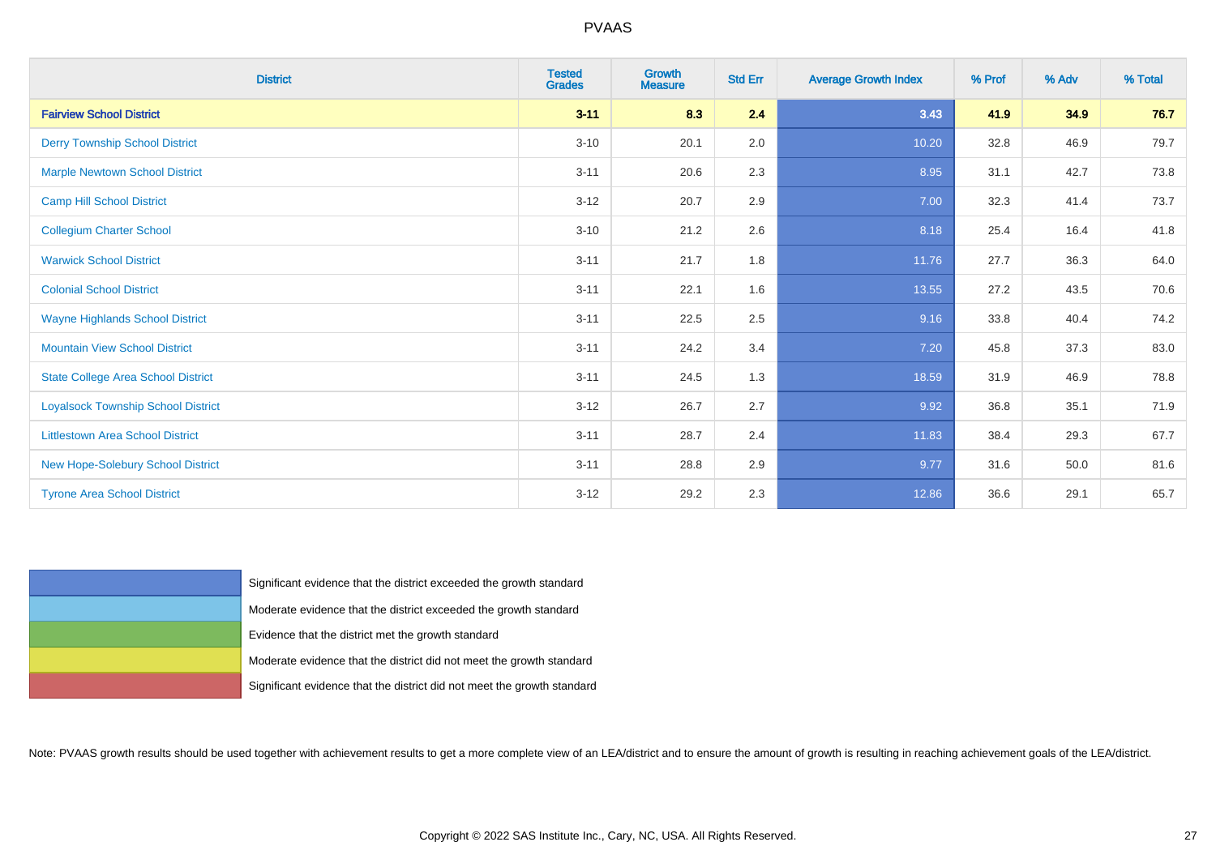# PVAAS

| District | Tested Grades | Growth Measure | Std Err | Average Growth Index | % Prof | % Adv | % Total |
|---|---|---|---|---|---|---|---|
| **Fairview School District** | **3-11** | **8.3** | **2.4** | **3.43** | **41.9** | **34.9** | **76.7** |
| Derry Township School District | 3-10 | 20.1 | 2.0 | 10.20 | 32.8 | 46.9 | 79.7 |
| Marple Newtown School District | 3-11 | 20.6 | 2.3 | 8.95 | 31.1 | 42.7 | 73.8 |
| Camp Hill School District | 3-12 | 20.7 | 2.9 | 7.00 | 32.3 | 41.4 | 73.7 |
| Collegium Charter School | 3-10 | 21.2 | 2.6 | 8.18 | 25.4 | 16.4 | 41.8 |
| Warwick School District | 3-11 | 21.7 | 1.8 | 11.76 | 27.7 | 36.3 | 64.0 |
| Colonial School District | 3-11 | 22.1 | 1.6 | 13.55 | 27.2 | 43.5 | 70.6 |
| Wayne Highlands School District | 3-11 | 22.5 | 2.5 | 9.16 | 33.8 | 40.4 | 74.2 |
| Mountain View School District | 3-11 | 24.2 | 3.4 | 7.20 | 45.8 | 37.3 | 83.0 |
| State College Area School District | 3-11 | 24.5 | 1.3 | 18.59 | 31.9 | 46.9 | 78.8 |
| Loyalsock Township School District | 3-12 | 26.7 | 2.7 | 9.92 | 36.8 | 35.1 | 71.9 |
| Littlestown Area School District | 3-11 | 28.7 | 2.4 | 11.83 | 38.4 | 29.3 | 67.7 |
| New Hope-Solebury School District | 3-11 | 28.8 | 2.9 | 9.77 | 31.6 | 50.0 | 81.6 |
| Tyrone Area School District | 3-12 | 29.2 | 2.3 | 12.86 | 36.6 | 29.1 | 65.7 |

Significant evidence that the district exceeded the growth standard

Moderate evidence that the district exceeded the growth standard

Evidence that the district met the growth standard

Moderate evidence that the district did not meet the growth standard

Significant evidence that the district did not meet the growth standard

Note: PVAAS growth results should be used together with achievement results to get a more complete view of an LEA/district and to ensure the amount of growth is resulting in reaching achievement goals of the LEA/district.

Copyright © 2022 SAS Institute Inc., Cary, NC, USA. All Rights Reserved.